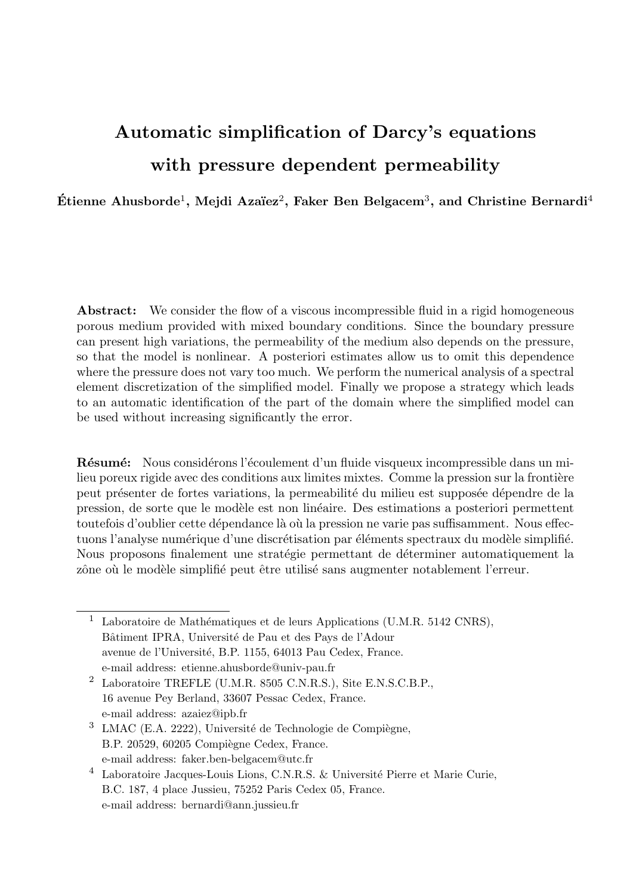# Automatic simplification of Darcy's equations with pressure dependent permeability

**Étienne Ahusborde[1], Mejdi Azaïez[2], Faker Ben Belgacem[3], and Christine Bernardi[4]**

**Abstract:** We consider the flow of a viscous incompressible fluid in a rigid homogeneous porous medium provided with mixed boundary conditions. Since the boundary pressure can present high variations, the permeability of the medium also depends on the pressure, so that the model is nonlinear. A posteriori estimates allow us to omit this dependence where the pressure does not vary too much. We perform the numerical analysis of a spectral element discretization of the simplified model. Finally we propose a strategy which leads to an automatic identification of the part of the domain where the simplified model can be used without increasing significantly the error.

**Résumé:** Nous considérons l'écoulement d'un fluide visqueux incompressible dans un milieu poreux rigide avec des conditions aux limites mixtes. Comme la pression sur la frontière peut présenter de fortes variations, la permeabilité du milieu est supposée dépendre de la pression, de sorte que le modèle est non linéaire. Des estimations a posteriori permettent toutefois d'oublier cette dépendance là où la pression ne varie pas suffisamment. Nous effectuons l'analyse numérique d'une discrétisation par éléments spectraux du modèle simplifié. Nous proposons finalement une stratégie permettant de déterminer automatiquement la zône où le modèle simplifié peut être utilisé sans augmenter notablement l'erreur.

---

[1] Laboratoire de Mathématiques et de leurs Applications (U.M.R. 5142 CNRS), Bâtiment IPRA, Université de Pau et des Pays de l'Adour avenue de l'Université, B.P. 1155, 64013 Pau Cedex, France. e-mail address: etienne.ahusborde@univ-pau.fr

[2] Laboratoire TREFLE (U.M.R. 8505 C.N.R.S.), Site E.N.S.C.B.P., 16 avenue Pey Berland, 33607 Pessac Cedex, France. e-mail address: azaiez@ipb.fr

[3] LMAC (E.A. 2222), Université de Technologie de Compiègne, B.P. 20529, 60205 Compiègne Cedex, France. e-mail address: faker.ben-belgacem@utc.fr

[4] Laboratoire Jacques-Louis Lions, C.N.R.S. & Université Pierre et Marie Curie, B.C. 187, 4 place Jussieu, 75252 Paris Cedex 05, France. e-mail address: bernardi@ann.jussieu.fr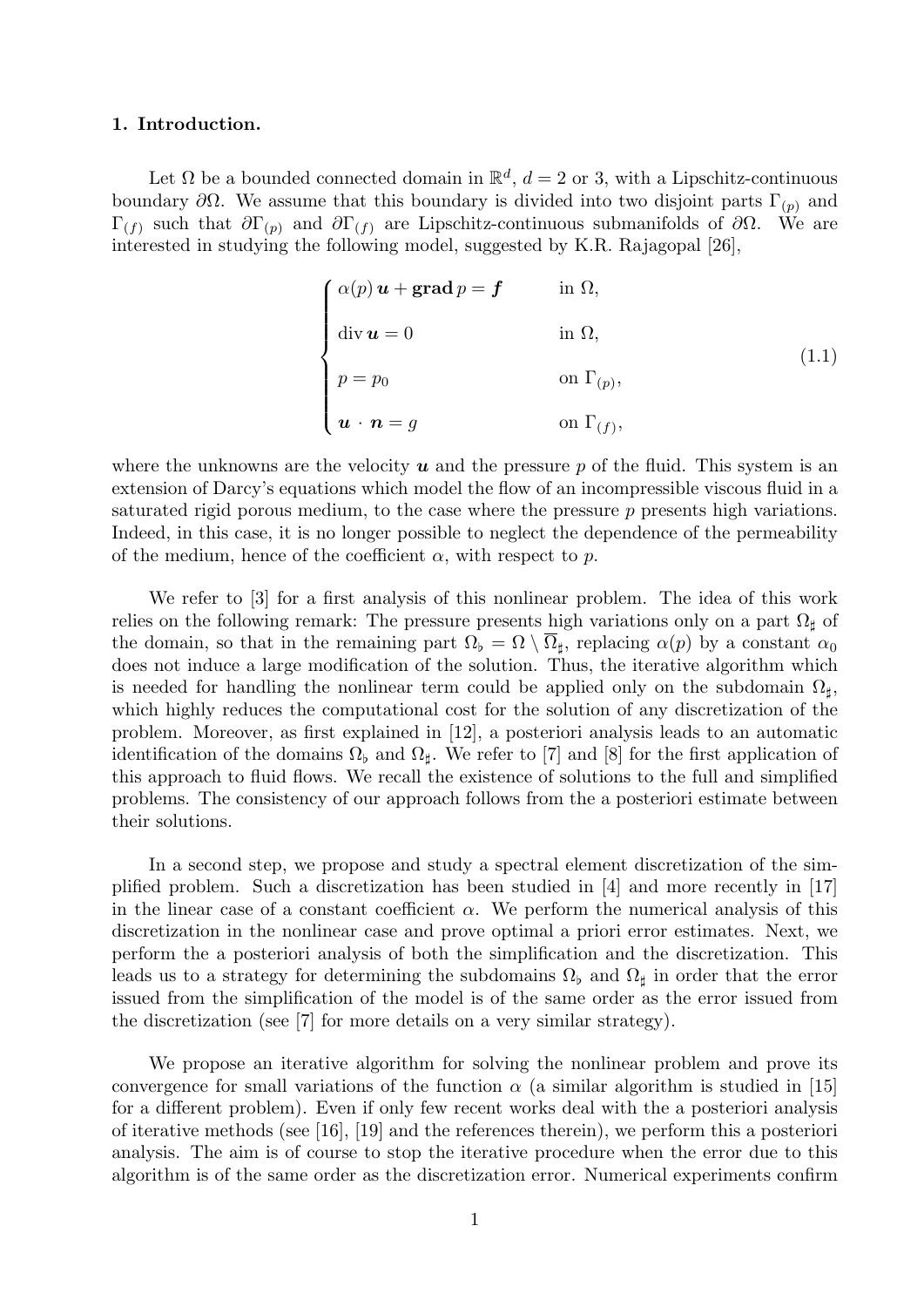## 1. Introduction.

Let $\Omega$ be a bounded connected domain in $\mathbb{R}^d$, $d = 2$ or 3, with a Lipschitz-continuous boundary $\partial\Omega$. We assume that this boundary is divided into two disjoint parts $\Gamma_{(p)}$ and $\Gamma_{(f)}$ such that $\partial\Gamma_{(p)}$ and $\partial\Gamma_{(f)}$ are Lipschitz-continuous submanifolds of $\partial\Omega$. We are interested in studying the following model, suggested by K.R. Rajagopal [26],

$$
\begin{cases}
\alpha(p)\,\boldsymbol{u} + \mathbf{grad}\, p = \boldsymbol{f} & \text{in } \Omega, \\
\operatorname{div} \boldsymbol{u} = 0 & \text{in } \Omega, \\
p = p_0 & \text{on } \Gamma_{(p)}, \\
\boldsymbol{u} \cdot \boldsymbol{n} = g & \text{on } \Gamma_{(f)},
\end{cases}
\tag{1.1}
$$

where the unknowns are the velocity $\boldsymbol{u}$ and the pressure $p$ of the fluid. This system is an extension of Darcy's equations which model the flow of an incompressible viscous fluid in a saturated rigid porous medium, to the case where the pressure $p$ presents high variations. Indeed, in this case, it is no longer possible to neglect the dependence of the permeability of the medium, hence of the coefficient $\alpha$, with respect to $p$.

We refer to [3] for a first analysis of this nonlinear problem. The idea of this work relies on the following remark: The pressure presents high variations only on a part $\Omega_\sharp$ of the domain, so that in the remaining part $\Omega_\flat = \Omega \setminus \overline{\Omega_\sharp}$, replacing $\alpha(p)$ by a constant $\alpha_0$ does not induce a large modification of the solution. Thus, the iterative algorithm which is needed for handling the nonlinear term could be applied only on the subdomain $\Omega_\sharp$, which highly reduces the computational cost for the solution of any discretization of the problem. Moreover, as first explained in [12], a posteriori analysis leads to an automatic identification of the domains $\Omega_\flat$ and $\Omega_\sharp$. We refer to [7] and [8] for the first application of this approach to fluid flows. We recall the existence of solutions to the full and simplified problems. The consistency of our approach follows from the a posteriori estimate between their solutions.

In a second step, we propose and study a spectral element discretization of the simplified problem. Such a discretization has been studied in [4] and more recently in [17] in the linear case of a constant coefficient $\alpha$. We perform the numerical analysis of this discretization in the nonlinear case and prove optimal a priori error estimates. Next, we perform the a posteriori analysis of both the simplification and the discretization. This leads us to a strategy for determining the subdomains $\Omega_\flat$ and $\Omega_\sharp$ in order that the error issued from the simplification of the model is of the same order as the error issued from the discretization (see [7] for more details on a very similar strategy).

We propose an iterative algorithm for solving the nonlinear problem and prove its convergence for small variations of the function $\alpha$ (a similar algorithm is studied in [15] for a different problem). Even if only few recent works deal with the a posteriori analysis of iterative methods (see [16], [19] and the references therein), we perform this a posteriori analysis. The aim is of course to stop the iterative procedure when the error due to this algorithm is of the same order as the discretization error. Numerical experiments confirm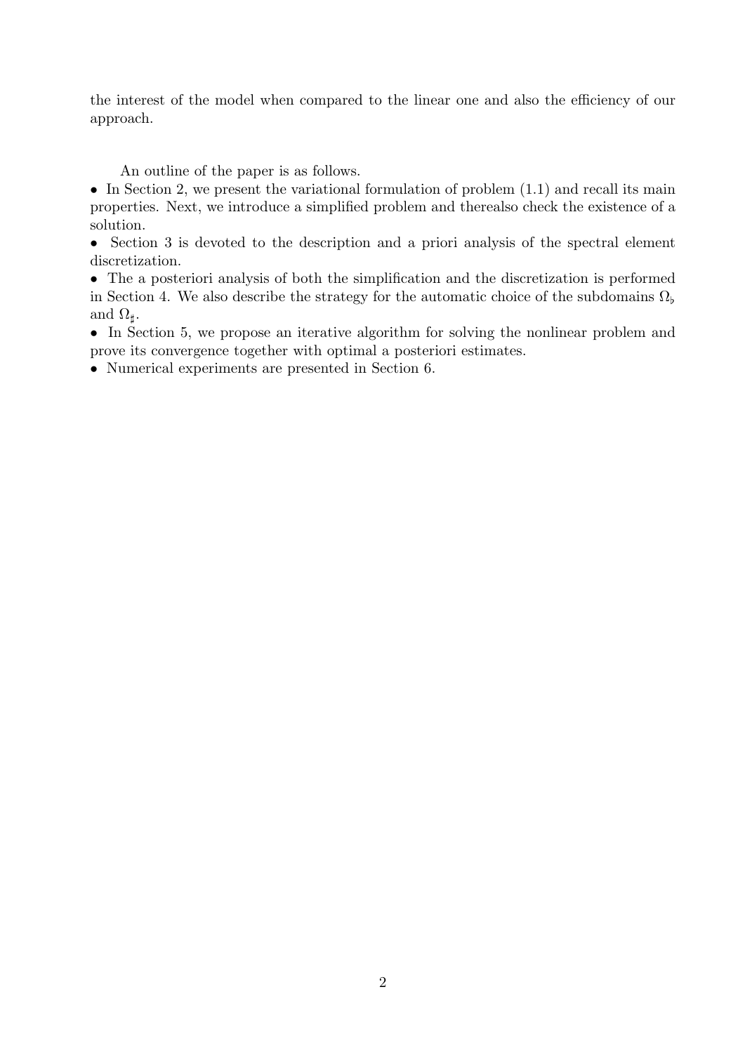the interest of the model when compared to the linear one and also the efficiency of our approach.

An outline of the paper is as follows.

- In Section 2, we present the variational formulation of problem (1.1) and recall its main properties. Next, we introduce a simplified problem and therealso check the existence of a solution.
- Section 3 is devoted to the description and a priori analysis of the spectral element discretization.
- The a posteriori analysis of both the simplification and the discretization is performed in Section 4. We also describe the strategy for the automatic choice of the subdomains $\Omega_\flat$ and $\Omega_\sharp$.
- In Section 5, we propose an iterative algorithm for solving the nonlinear problem and prove its convergence together with optimal a posteriori estimates.
- Numerical experiments are presented in Section 6.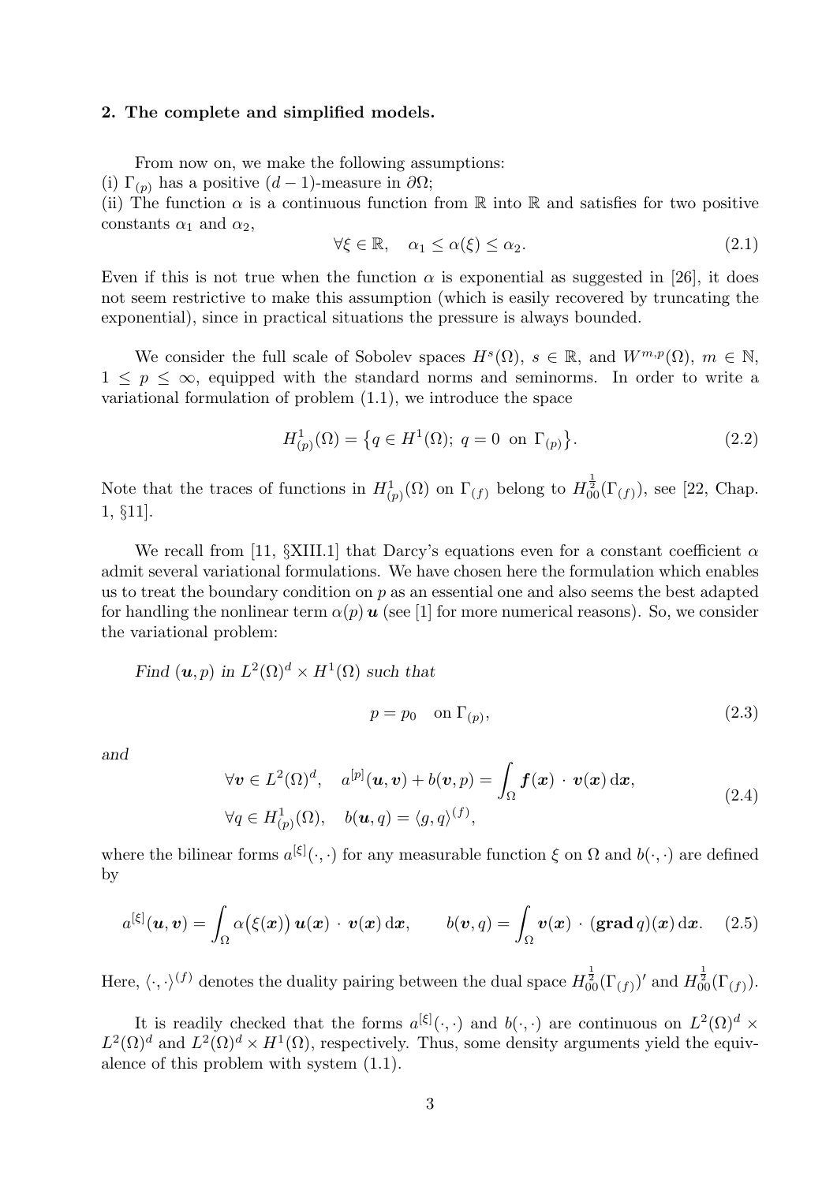## 2. The complete and simplified models.

From now on, we make the following assumptions:

(i) $\Gamma_{(p)}$ has a positive $(d-1)$-measure in $\partial\Omega$;

(ii) The function $\alpha$ is a continuous function from $\mathbb{R}$ into $\mathbb{R}$ and satisfies for two positive constants $\alpha_1$ and $\alpha_2$,

$$\forall \xi \in \mathbb{R}, \quad \alpha_1 \leq \alpha(\xi) \leq \alpha_2. \tag{2.1}$$

Even if this is not true when the function $\alpha$ is exponential as suggested in [26], it does not seem restrictive to make this assumption (which is easily recovered by truncating the exponential), since in practical situations the pressure is always bounded.

We consider the full scale of Sobolev spaces $H^s(\Omega)$, $s \in \mathbb{R}$, and $W^{m,p}(\Omega)$, $m \in \mathbb{N}$, $1 \leq p \leq \infty$, equipped with the standard norms and seminorms. In order to write a variational formulation of problem (1.1), we introduce the space

$$H^1_{(p)}(\Omega) = \left\{ q \in H^1(\Omega);\ q = 0 \ \text{ on } \Gamma_{(p)} \right\}. \tag{2.2}$$

Note that the traces of functions in $H^1_{(p)}(\Omega)$ on $\Gamma_{(f)}$ belong to $H^{\frac{1}{2}}_{00}(\Gamma_{(f)})$, see [22, Chap. 1, §11].

We recall from [11, §XIII.1] that Darcy's equations even for a constant coefficient $\alpha$ admit several variational formulations. We have chosen here the formulation which enables us to treat the boundary condition on $p$ as an essential one and also seems the best adapted for handling the nonlinear term $\alpha(p)\,\boldsymbol{u}$ (see [1] for more numerical reasons). So, we consider the variational problem:

*Find $(\boldsymbol{u}, p)$ in $L^2(\Omega)^d \times H^1(\Omega)$ such that*

$$p = p_0 \quad \text{on } \Gamma_{(p)}, \tag{2.3}$$

*and*

$$\begin{aligned} &\forall \boldsymbol{v} \in L^2(\Omega)^d, \quad a^{[p]}(\boldsymbol{u}, \boldsymbol{v}) + b(\boldsymbol{v}, p) = \int_\Omega \boldsymbol{f}(\boldsymbol{x}) \cdot \boldsymbol{v}(\boldsymbol{x})\,\mathrm{d}\boldsymbol{x}, \\ &\forall q \in H^1_{(p)}(\Omega), \quad b(\boldsymbol{u}, q) = \langle g, q \rangle^{(f)}, \end{aligned} \tag{2.4}$$

where the bilinear forms $a^{[\xi]}(\cdot,\cdot)$ for any measurable function $\xi$ on $\Omega$ and $b(\cdot,\cdot)$ are defined by

$$a^{[\xi]}(\boldsymbol{u}, \boldsymbol{v}) = \int_\Omega \alpha\big(\xi(\boldsymbol{x})\big)\,\boldsymbol{u}(\boldsymbol{x}) \cdot \boldsymbol{v}(\boldsymbol{x})\,\mathrm{d}\boldsymbol{x}, \qquad b(\boldsymbol{v}, q) = \int_\Omega \boldsymbol{v}(\boldsymbol{x}) \cdot (\mathbf{grad}\, q)(\boldsymbol{x})\,\mathrm{d}\boldsymbol{x}. \tag{2.5}$$

Here, $\langle \cdot, \cdot \rangle^{(f)}$ denotes the duality pairing between the dual space $H^{\frac{1}{2}}_{00}(\Gamma_{(f)})'$ and $H^{\frac{1}{2}}_{00}(\Gamma_{(f)})$.

It is readily checked that the forms $a^{[\xi]}(\cdot,\cdot)$ and $b(\cdot,\cdot)$ are continuous on $L^2(\Omega)^d \times L^2(\Omega)^d$ and $L^2(\Omega)^d \times H^1(\Omega)$, respectively. Thus, some density arguments yield the equivalence of this problem with system (1.1).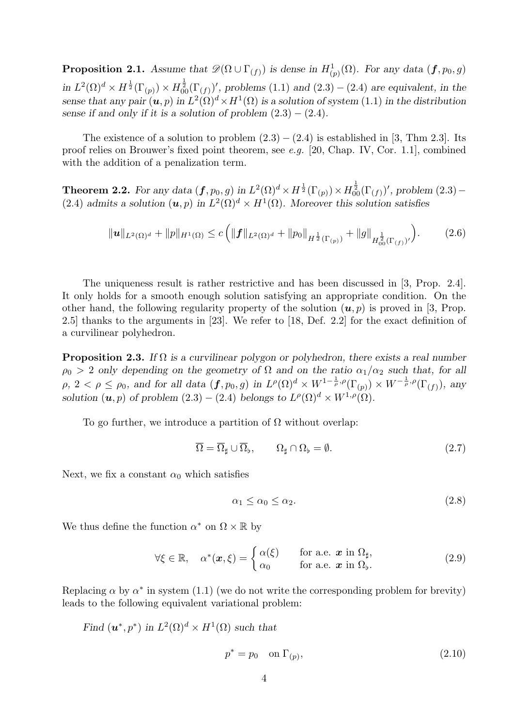**Proposition 2.1.** *Assume that $\mathscr{D}(\Omega \cup \Gamma_{(f)})$ is dense in $H^1_{(p)}(\Omega)$. For any data $(\boldsymbol{f}, p_0, g)$ in $L^2(\Omega)^d \times H^{\frac{1}{2}}(\Gamma_{(p)}) \times H^{\frac{1}{2}}_{00}(\Gamma_{(f)})'$, problems (1.1) and (2.3) – (2.4) are equivalent, in the sense that any pair $(\boldsymbol{u}, p)$ in $L^2(\Omega)^d \times H^1(\Omega)$ is a solution of system (1.1) in the distribution sense if and only if it is a solution of problem (2.3) – (2.4).*

The existence of a solution to problem (2.3) – (2.4) is established in [3, Thm 2.3]. Its proof relies on Brouwer's fixed point theorem, see *e.g.* [20, Chap. IV, Cor. 1.1], combined with the addition of a penalization term.

**Theorem 2.2.** *For any data $(\boldsymbol{f}, p_0, g)$ in $L^2(\Omega)^d \times H^{\frac{1}{2}}(\Gamma_{(p)}) \times H^{\frac{1}{2}}_{00}(\Gamma_{(f)})'$, problem (2.3) – (2.4) admits a solution $(\boldsymbol{u}, p)$ in $L^2(\Omega)^d \times H^1(\Omega)$. Moreover this solution satisfies*

$$\|\boldsymbol{u}\|_{L^2(\Omega)^d} + \|p\|_{H^1(\Omega)} \leq c \Big( \|\boldsymbol{f}\|_{L^2(\Omega)^d} + \|p_0\|_{H^{\frac{1}{2}}(\Gamma_{(p)})} + \|g\|_{H^{\frac{1}{2}}_{00}(\Gamma_{(f)})'} \Big). \tag{2.6}$$

The uniqueness result is rather restrictive and has been discussed in [3, Prop. 2.4]. It only holds for a smooth enough solution satisfying an appropriate condition. On the other hand, the following regularity property of the solution $(\boldsymbol{u}, p)$ is proved in [3, Prop. 2.5] thanks to the arguments in [23]. We refer to [18, Def. 2.2] for the exact definition of a curvilinear polyhedron.

**Proposition 2.3.** *If $\Omega$ is a curvilinear polygon or polyhedron, there exists a real number $\rho_0 > 2$ only depending on the geometry of $\Omega$ and on the ratio $\alpha_1/\alpha_2$ such that, for all $\rho$, $2 < \rho \leq \rho_0$, and for all data $(\boldsymbol{f}, p_0, g)$ in $L^\rho(\Omega)^d \times W^{1-\frac{1}{\rho},\rho}(\Gamma_{(p)}) \times W^{-\frac{1}{\rho},\rho}(\Gamma_{(f)})$, any solution $(\boldsymbol{u}, p)$ of problem (2.3) – (2.4) belongs to $L^\rho(\Omega)^d \times W^{1,\rho}(\Omega)$.*

To go further, we introduce a partition of $\Omega$ without overlap:

$$\overline{\Omega} = \overline{\Omega}_\sharp \cup \overline{\Omega}_\flat, \qquad \Omega_\sharp \cap \Omega_\flat = \emptyset. \tag{2.7}$$

Next, we fix a constant $\alpha_0$ which satisfies

$$\alpha_1 \leq \alpha_0 \leq \alpha_2. \tag{2.8}$$

We thus define the function $\alpha^*$ on $\Omega \times \mathbb{R}$ by

$$\forall \xi \in \mathbb{R}, \quad \alpha^*(\boldsymbol{x}, \xi) = \begin{cases} \alpha(\xi) & \text{for a.e. } \boldsymbol{x} \text{ in } \Omega_\sharp, \\ \alpha_0 & \text{for a.e. } \boldsymbol{x} \text{ in } \Omega_\flat. \end{cases} \tag{2.9}$$

Replacing $\alpha$ by $\alpha^*$ in system (1.1) (we do not write the corresponding problem for brevity) leads to the following equivalent variational problem:

*Find $(\boldsymbol{u}^*, p^*)$ in $L^2(\Omega)^d \times H^1(\Omega)$ such that*

$$p^* = p_0 \quad \text{on } \Gamma_{(p)}, \tag{2.10}$$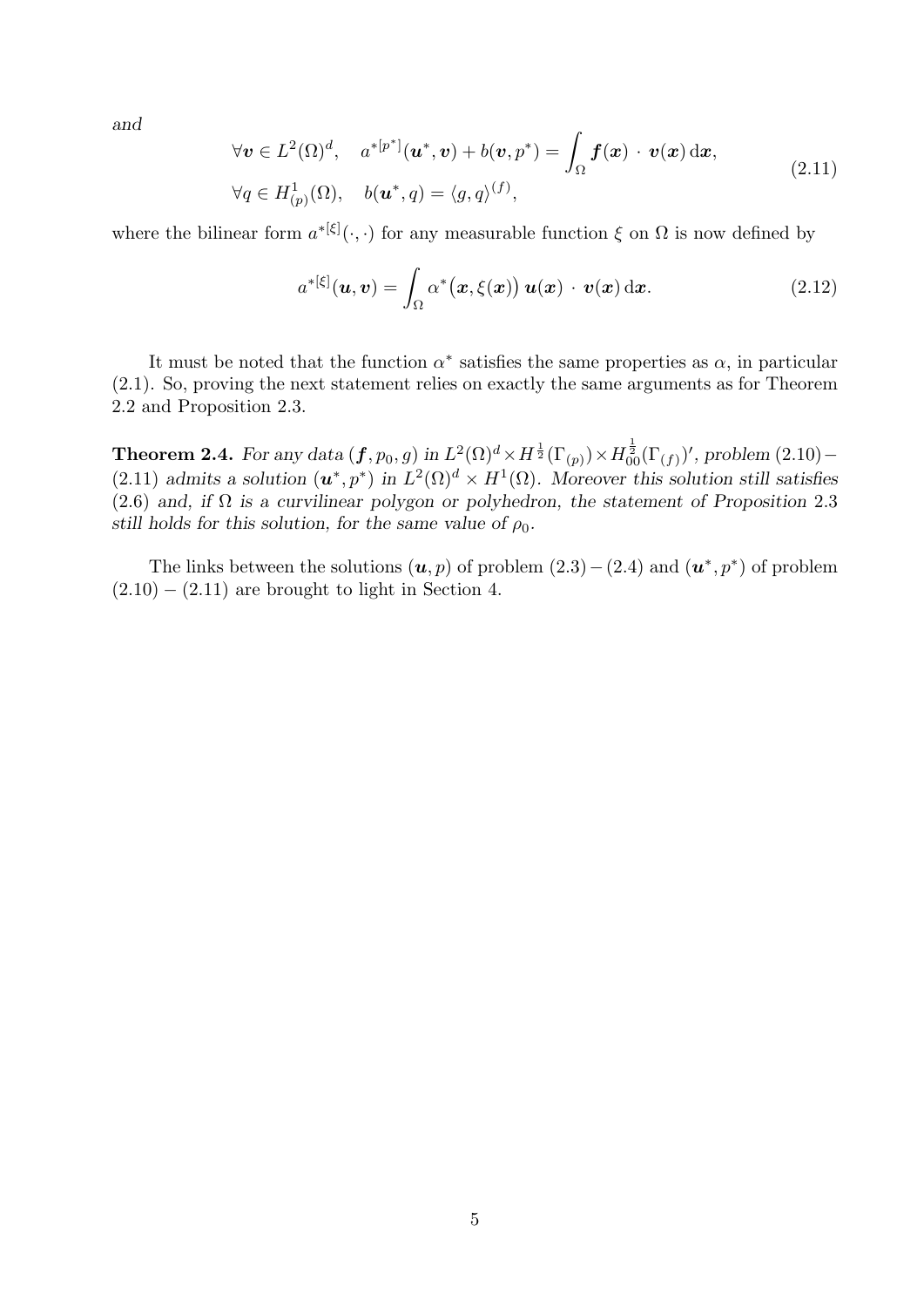*and*

$$
\begin{aligned}
&\forall \boldsymbol{v} \in L^2(\Omega)^d, \quad a^{*[p^*]}(\boldsymbol{u}^*, \boldsymbol{v}) + b(\boldsymbol{v}, p^*) = \int_\Omega \boldsymbol{f}(\boldsymbol{x}) \cdot \boldsymbol{v}(\boldsymbol{x}) \, \mathrm{d}\boldsymbol{x}, \\
&\forall q \in H^1_{(p)}(\Omega), \quad b(\boldsymbol{u}^*, q) = \langle g, q \rangle^{(f)},
\end{aligned}
\tag{2.11}
$$

where the bilinear form $a^{*[\xi]}(\cdot,\cdot)$ for any measurable function $\xi$ on $\Omega$ is now defined by

$$
a^{*[\xi]}(\boldsymbol{u}, \boldsymbol{v}) = \int_\Omega \alpha^*\big(\boldsymbol{x}, \xi(\boldsymbol{x})\big) \, \boldsymbol{u}(\boldsymbol{x}) \cdot \boldsymbol{v}(\boldsymbol{x}) \, \mathrm{d}\boldsymbol{x}. \tag{2.12}
$$

It must be noted that the function $\alpha^*$ satisfies the same properties as $\alpha$, in particular (2.1). So, proving the next statement relies on exactly the same arguments as for Theorem 2.2 and Proposition 2.3.

**Theorem 2.4.** *For any data $(\boldsymbol{f}, p_0, g)$ in $L^2(\Omega)^d \times H^{\frac{1}{2}}(\Gamma_{(p)}) \times H^{\frac{1}{2}}_{00}(\Gamma_{(f)})'$, problem (2.10) − (2.11) admits a solution $(\boldsymbol{u}^*, p^*)$ in $L^2(\Omega)^d \times H^1(\Omega)$. Moreover this solution still satisfies (2.6) and, if $\Omega$ is a curvilinear polygon or polyhedron, the statement of Proposition 2.3 still holds for this solution, for the same value of $\rho_0$.*

The links between the solutions $(\boldsymbol{u}, p)$ of problem (2.3) − (2.4) and $(\boldsymbol{u}^*, p^*)$ of problem (2.10) − (2.11) are brought to light in Section 4.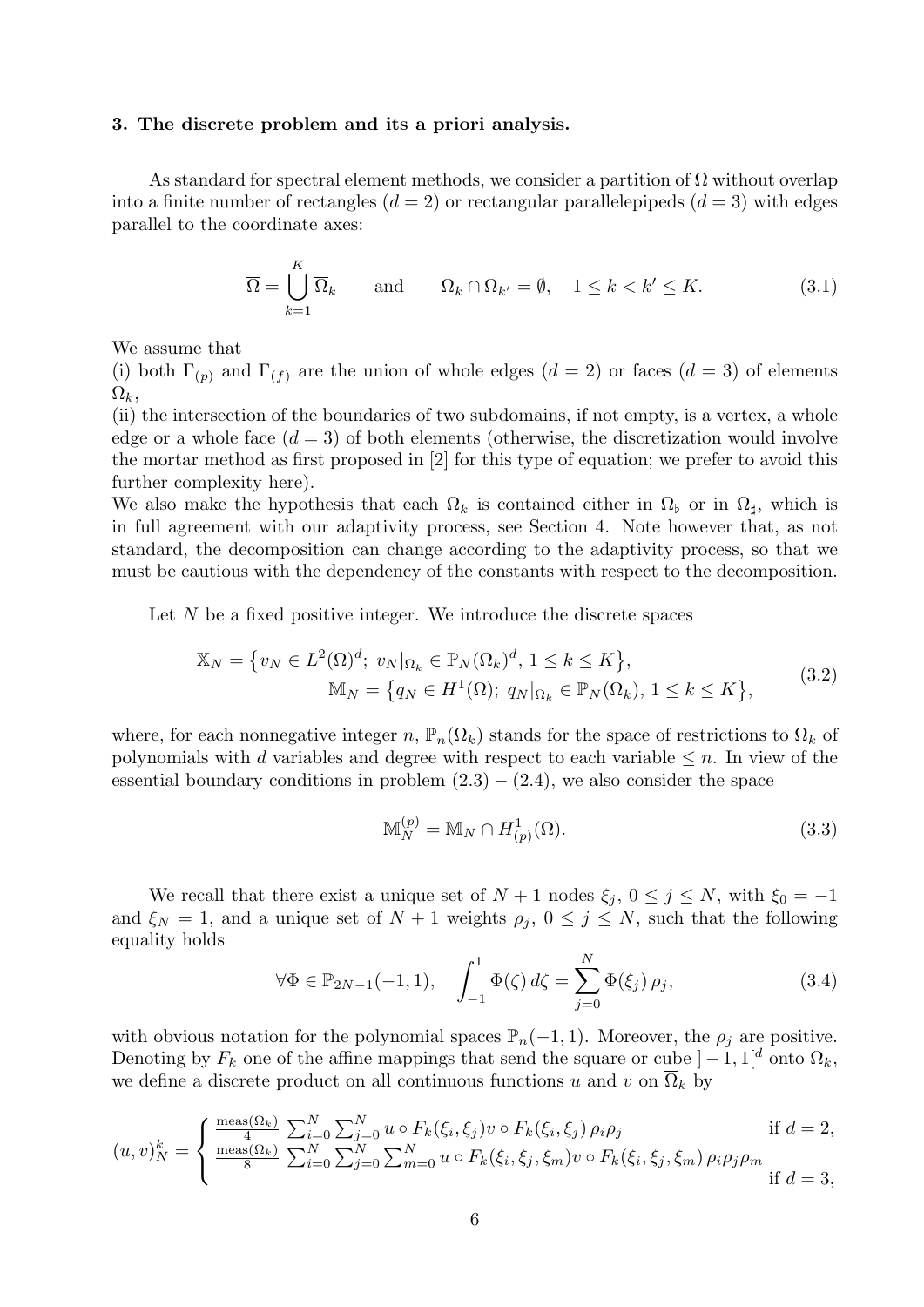## 3. The discrete problem and its a priori analysis.

As standard for spectral element methods, we consider a partition of $\Omega$ without overlap into a finite number of rectangles ($d = 2$) or rectangular parallelepipeds ($d = 3$) with edges parallel to the coordinate axes:

$$\overline{\Omega} = \bigcup_{k=1}^{K} \overline{\Omega}_k \qquad \text{and} \qquad \Omega_k \cap \Omega_{k'} = \emptyset, \quad 1 \leq k < k' \leq K. \tag{3.1}$$

We assume that
(i) both $\overline{\Gamma}_{(p)}$ and $\overline{\Gamma}_{(f)}$ are the union of whole edges ($d = 2$) or faces ($d = 3$) of elements $\Omega_k$,
(ii) the intersection of the boundaries of two subdomains, if not empty, is a vertex, a whole edge or a whole face ($d = 3$) of both elements (otherwise, the discretization would involve the mortar method as first proposed in [2] for this type of equation; we prefer to avoid this further complexity here).
We also make the hypothesis that each $\Omega_k$ is contained either in $\Omega_\flat$ or in $\Omega_\sharp$, which is in full agreement with our adaptivity process, see Section 4. Note however that, as not standard, the decomposition can change according to the adaptivity process, so that we must be cautious with the dependency of the constants with respect to the decomposition.

Let $N$ be a fixed positive integer. We introduce the discrete spaces

$$\begin{aligned} \mathbb{X}_N &= \big\{ v_N \in L^2(\Omega)^d;\ v_N|_{\Omega_k} \in \mathbb{P}_N(\Omega_k)^d,\ 1 \leq k \leq K \big\}, \\ \mathbb{M}_N &= \big\{ q_N \in H^1(\Omega);\ q_N|_{\Omega_k} \in \mathbb{P}_N(\Omega_k),\ 1 \leq k \leq K \big\}, \end{aligned} \tag{3.2}$$

where, for each nonnegative integer $n$, $\mathbb{P}_n(\Omega_k)$ stands for the space of restrictions to $\Omega_k$ of polynomials with $d$ variables and degree with respect to each variable $\leq n$. In view of the essential boundary conditions in problem (2.3) – (2.4), we also consider the space

$$\mathbb{M}_N^{(p)} = \mathbb{M}_N \cap H^1_{(p)}(\Omega). \tag{3.3}$$

We recall that there exist a unique set of $N + 1$ nodes $\xi_j$, $0 \leq j \leq N$, with $\xi_0 = -1$ and $\xi_N = 1$, and a unique set of $N + 1$ weights $\rho_j$, $0 \leq j \leq N$, such that the following equality holds

$$\forall \Phi \in \mathbb{P}_{2N-1}(-1, 1), \quad \int_{-1}^{1} \Phi(\zeta)\, d\zeta = \sum_{j=0}^{N} \Phi(\xi_j)\, \rho_j, \tag{3.4}$$

with obvious notation for the polynomial spaces $\mathbb{P}_n(-1, 1)$. Moreover, the $\rho_j$ are positive. Denoting by $F_k$ one of the affine mappings that send the square or cube $]-1, 1[^d$ onto $\Omega_k$, we define a discrete product on all continuous functions $u$ and $v$ on $\overline{\Omega}_k$ by

$$(u, v)_N^k = \begin{cases} \frac{\text{meas}(\Omega_k)}{4} \sum_{i=0}^{N} \sum_{j=0}^{N} u \circ F_k(\xi_i, \xi_j) v \circ F_k(\xi_i, \xi_j)\, \rho_i \rho_j & \text{if } d = 2, \\ \frac{\text{meas}(\Omega_k)}{8} \sum_{i=0}^{N} \sum_{j=0}^{N} \sum_{m=0}^{N} u \circ F_k(\xi_i, \xi_j, \xi_m) v \circ F_k(\xi_i, \xi_j, \xi_m)\, \rho_i \rho_j \rho_m & \text{if } d = 3, \end{cases}$$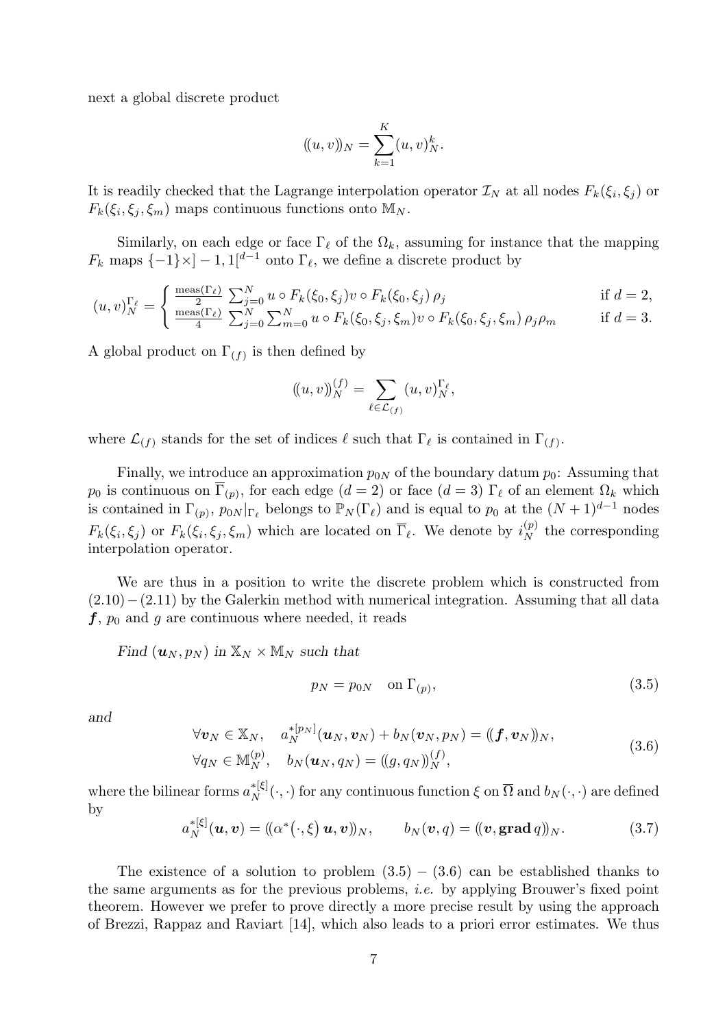next a global discrete product

$$((u,v))_N = \sum_{k=1}^{K} (u,v)_N^k.$$

It is readily checked that the Lagrange interpolation operator $\mathcal{I}_N$ at all nodes $F_k(\xi_i,\xi_j)$ or $F_k(\xi_i,\xi_j,\xi_m)$ maps continuous functions onto $\mathbb{M}_N$.

Similarly, on each edge or face $\Gamma_\ell$ of the $\Omega_k$, assuming for instance that the mapping $F_k$ maps $\{-1\}\times ]-1,1[^{d-1}$ onto $\Gamma_\ell$, we define a discrete product by

$$(u,v)_N^{\Gamma_\ell} = \begin{cases} \frac{\text{meas}(\Gamma_\ell)}{2} \sum_{j=0}^{N} u\circ F_k(\xi_0,\xi_j) v\circ F_k(\xi_0,\xi_j)\, \rho_j & \text{if } d=2, \\ \frac{\text{meas}(\Gamma_\ell)}{4} \sum_{j=0}^{N}\sum_{m=0}^{N} u\circ F_k(\xi_0,\xi_j,\xi_m) v\circ F_k(\xi_0,\xi_j,\xi_m)\, \rho_j\rho_m & \text{if } d=3. \end{cases}$$

A global product on $\Gamma_{(f)}$ is then defined by

$$((u,v))_N^{(f)} = \sum_{\ell\in\mathcal{L}_{(f)}} (u,v)_N^{\Gamma_\ell},$$

where $\mathcal{L}_{(f)}$ stands for the set of indices $\ell$ such that $\Gamma_\ell$ is contained in $\Gamma_{(f)}$.

Finally, we introduce an approximation $p_{0N}$ of the boundary datum $p_0$: Assuming that $p_0$ is continuous on $\overline{\Gamma}_{(p)}$, for each edge ($d=2$) or face ($d=3$) $\Gamma_\ell$ of an element $\Omega_k$ which is contained in $\Gamma_{(p)}$, $p_{0N}|_{\Gamma_\ell}$ belongs to $\mathbb{P}_N(\Gamma_\ell)$ and is equal to $p_0$ at the $(N+1)^{d-1}$ nodes $F_k(\xi_i,\xi_j)$ or $F_k(\xi_i,\xi_j,\xi_m)$ which are located on $\overline{\Gamma}_\ell$. We denote by $i_N^{(p)}$ the corresponding interpolation operator.

We are thus in a position to write the discrete problem which is constructed from (2.10) − (2.11) by the Galerkin method with numerical integration. Assuming that all data $\boldsymbol{f}$, $p_0$ and $g$ are continuous where needed, it reads

*Find* $(\boldsymbol{u}_N, p_N)$ *in* $\mathbb{X}_N\times\mathbb{M}_N$ *such that*

$$p_N = p_{0N} \quad \text{on } \Gamma_{(p)}, \tag{3.5}$$

*and*

$$\begin{aligned} &\forall \boldsymbol{v}_N\in\mathbb{X}_N, \quad a_N^{*[p_N]}(\boldsymbol{u}_N,\boldsymbol{v}_N) + b_N(\boldsymbol{v}_N,p_N) = ((\boldsymbol{f},\boldsymbol{v}_N))_N, \\ &\forall q_N\in\mathbb{M}_N^{(p)}, \quad b_N(\boldsymbol{u}_N,q_N) = ((g,q_N))_N^{(f)}, \end{aligned} \tag{3.6}$$

where the bilinear forms $a_N^{*[\xi]}(\cdot,\cdot)$ for any continuous function $\xi$ on $\overline{\Omega}$ and $b_N(\cdot,\cdot)$ are defined by

$$a_N^{*[\xi]}(\boldsymbol{u},\boldsymbol{v}) = ((\alpha^*(\cdot,\xi)\,\boldsymbol{u},\boldsymbol{v}))_N, \qquad b_N(\boldsymbol{v},q) = ((\boldsymbol{v},\mathbf{grad}\, q))_N. \tag{3.7}$$

The existence of a solution to problem (3.5) − (3.6) can be established thanks to the same arguments as for the previous problems, *i.e.* by applying Brouwer's fixed point theorem. However we prefer to prove directly a more precise result by using the approach of Brezzi, Rappaz and Raviart [14], which also leads to a priori error estimates. We thus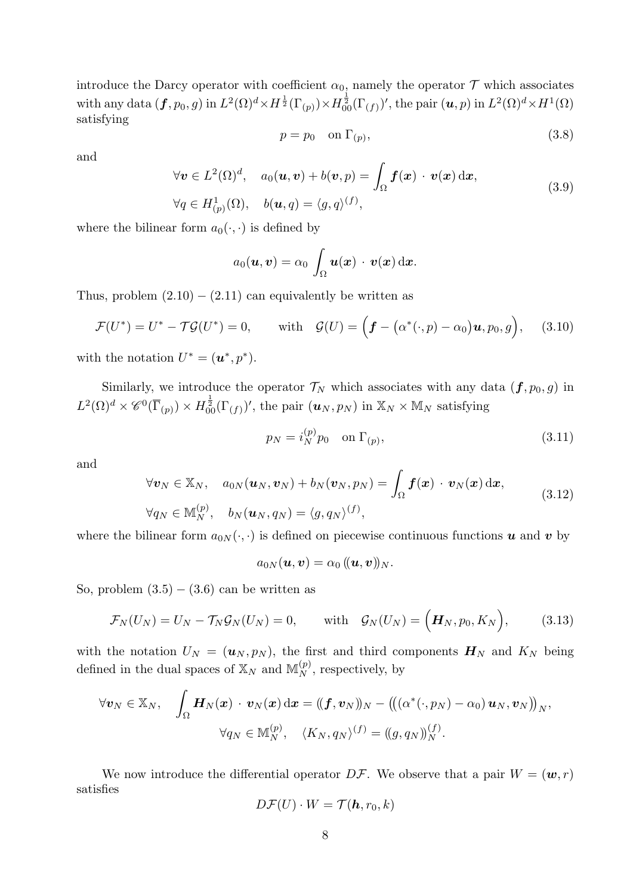introduce the Darcy operator with coefficient $\alpha_0$, namely the operator $\mathcal{T}$ which associates with any data $(\boldsymbol{f}, p_0, g)$ in $L^2(\Omega)^d \times H^{\frac{1}{2}}(\Gamma_{(p)}) \times H_{00}^{\frac{1}{2}}(\Gamma_{(f)})'$, the pair $(\boldsymbol{u}, p)$ in $L^2(\Omega)^d \times H^1(\Omega)$ satisfying

$$p = p_0 \quad \text{on } \Gamma_{(p)}, \tag{3.8}$$

and

$$\begin{aligned}
&\forall \boldsymbol{v} \in L^2(\Omega)^d, \quad a_0(\boldsymbol{u}, \boldsymbol{v}) + b(\boldsymbol{v}, p) = \int_\Omega \boldsymbol{f}(\boldsymbol{x}) \cdot \boldsymbol{v}(\boldsymbol{x})\,\mathrm{d}\boldsymbol{x}, \\
&\forall q \in H^1_{(p)}(\Omega), \quad b(\boldsymbol{u}, q) = \langle g, q\rangle^{(f)},
\end{aligned} \tag{3.9}$$

where the bilinear form $a_0(\cdot,\cdot)$ is defined by

$$a_0(\boldsymbol{u}, \boldsymbol{v}) = \alpha_0 \int_\Omega \boldsymbol{u}(\boldsymbol{x}) \cdot \boldsymbol{v}(\boldsymbol{x})\,\mathrm{d}\boldsymbol{x}.$$

Thus, problem $(2.10) - (2.11)$ can equivalently be written as

$$\mathcal{F}(U^*) = U^* - \mathcal{T}\mathcal{G}(U^*) = 0, \qquad \text{with} \quad \mathcal{G}(U) = \Big(\boldsymbol{f} - \big(\alpha^*(\cdot, p) - \alpha_0\big)\boldsymbol{u}, p_0, g\Big), \tag{3.10}$$

with the notation $U^* = (\boldsymbol{u}^*, p^*)$.

Similarly, we introduce the operator $\mathcal{T}_N$ which associates with any data $(\boldsymbol{f}, p_0, g)$ in $L^2(\Omega)^d \times \mathscr{C}^0(\overline{\Gamma}_{(p)}) \times H_{00}^{\frac{1}{2}}(\Gamma_{(f)})'$, the pair $(\boldsymbol{u}_N, p_N)$ in $\mathbb{X}_N \times \mathbb{M}_N$ satisfying

$$p_N = i_N^{(p)} p_0 \quad \text{on } \Gamma_{(p)}, \tag{3.11}$$

and

$$\begin{aligned}
&\forall \boldsymbol{v}_N \in \mathbb{X}_N, \quad a_{0N}(\boldsymbol{u}_N, \boldsymbol{v}_N) + b_N(\boldsymbol{v}_N, p_N) = \int_\Omega \boldsymbol{f}(\boldsymbol{x}) \cdot \boldsymbol{v}_N(\boldsymbol{x})\,\mathrm{d}\boldsymbol{x}, \\
&\forall q_N \in \mathbb{M}_N^{(p)}, \quad b_N(\boldsymbol{u}_N, q_N) = \langle g, q_N\rangle^{(f)},
\end{aligned} \tag{3.12}$$

where the bilinear form $a_{0N}(\cdot,\cdot)$ is defined on piecewise continuous functions $\boldsymbol{u}$ and $\boldsymbol{v}$ by

$$a_{0N}(\boldsymbol{u}, \boldsymbol{v}) = \alpha_0\, (\!(\boldsymbol{u}, \boldsymbol{v})\!)_N.$$

So, problem $(3.5) - (3.6)$ can be written as

$$\mathcal{F}_N(U_N) = U_N - \mathcal{T}_N\mathcal{G}_N(U_N) = 0, \qquad \text{with} \quad \mathcal{G}_N(U_N) = \Big(\boldsymbol{H}_N, p_0, K_N\Big), \tag{3.13}$$

with the notation $U_N = (\boldsymbol{u}_N, p_N)$, the first and third components $\boldsymbol{H}_N$ and $K_N$ being defined in the dual spaces of $\mathbb{X}_N$ and $\mathbb{M}_N^{(p)}$, respectively, by

$$\forall \boldsymbol{v}_N \in \mathbb{X}_N, \quad \int_\Omega \boldsymbol{H}_N(\boldsymbol{x}) \cdot \boldsymbol{v}_N(\boldsymbol{x})\,\mathrm{d}\boldsymbol{x} = (\!(\boldsymbol{f}, \boldsymbol{v}_N)\!)_N - \big(\!\big((\alpha^*(\cdot, p_N) - \alpha_0)\,\boldsymbol{u}_N, \boldsymbol{v}_N\big)\!\big)_N,$$
$$\forall q_N \in \mathbb{M}_N^{(p)}, \quad \langle K_N, q_N\rangle^{(f)} = (\!(g, q_N)\!)_N^{(f)}.$$

We now introduce the differential operator $D\mathcal{F}$. We observe that a pair $W = (\boldsymbol{w}, r)$ satisfies

$$D\mathcal{F}(U) \cdot W = \mathcal{T}(\boldsymbol{h}, r_0, k)$$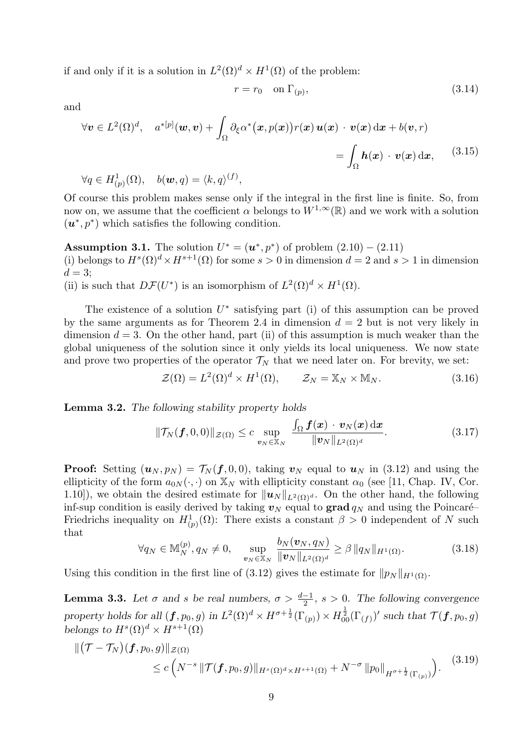if and only if it is a solution in $L^2(\Omega)^d \times H^1(\Omega)$ of the problem:

$$r = r_0 \quad \text{on } \Gamma_{(p)}, \tag{3.14}$$

and

$$\begin{aligned}
\forall \boldsymbol{v} \in L^2(\Omega)^d, \quad a^{*[p]}(\boldsymbol{w}, \boldsymbol{v}) + \int_\Omega \partial_\xi \alpha^*\big(\boldsymbol{x}, p(\boldsymbol{x})\big) r(\boldsymbol{x})\, \boldsymbol{u}(\boldsymbol{x}) \cdot \boldsymbol{v}(\boldsymbol{x})\, \mathrm{d}\boldsymbol{x} + b(\boldsymbol{v}, r) \\
= \int_\Omega \boldsymbol{h}(\boldsymbol{x}) \cdot \boldsymbol{v}(\boldsymbol{x})\, \mathrm{d}\boldsymbol{x},
\end{aligned} \tag{3.15}$$

$$\forall q \in H^1_{(p)}(\Omega), \quad b(\boldsymbol{w}, q) = \langle k, q \rangle^{(f)},$$

Of course this problem makes sense only if the integral in the first line is finite. So, from now on, we assume that the coefficient $\alpha$ belongs to $W^{1,\infty}(\mathbb{R})$ and we work with a solution $(\boldsymbol{u}^*, p^*)$ which satisfies the following condition.

**Assumption 3.1.** The solution $U^* = (\boldsymbol{u}^*, p^*)$ of problem (2.10) – (2.11)
(i) belongs to $H^s(\Omega)^d \times H^{s+1}(\Omega)$ for some $s > 0$ in dimension $d = 2$ and $s > 1$ in dimension $d = 3$;
(ii) is such that $D\mathcal{F}(U^*)$ is an isomorphism of $L^2(\Omega)^d \times H^1(\Omega)$.

The existence of a solution $U^*$ satisfying part (i) of this assumption can be proved by the same arguments as for Theorem 2.4 in dimension $d = 2$ but is not very likely in dimension $d = 3$. On the other hand, part (ii) of this assumption is much weaker than the global uniqueness of the solution since it only yields its local uniqueness. We now state and prove two properties of the operator $\mathcal{T}_N$ that we need later on. For brevity, we set:

$$\mathcal{Z}(\Omega) = L^2(\Omega)^d \times H^1(\Omega), \qquad \mathcal{Z}_N = \mathbb{X}_N \times \mathbb{M}_N. \tag{3.16}$$

**Lemma 3.2.** *The following stability property holds*

$$\|\mathcal{T}_N(\boldsymbol{f}, 0, 0)\|_{\mathcal{Z}(\Omega)} \le c \sup_{\boldsymbol{v}_N \in \mathbb{X}_N} \frac{\int_\Omega \boldsymbol{f}(\boldsymbol{x}) \cdot \boldsymbol{v}_N(\boldsymbol{x})\, \mathrm{d}\boldsymbol{x}}{\|\boldsymbol{v}_N\|_{L^2(\Omega)^d}}. \tag{3.17}$$

**Proof:** Setting $(\boldsymbol{u}_N, p_N) = \mathcal{T}_N(\boldsymbol{f}, 0, 0)$, taking $\boldsymbol{v}_N$ equal to $\boldsymbol{u}_N$ in (3.12) and using the ellipticity of the form $a_{0N}(\cdot,\cdot)$ on $\mathbb{X}_N$ with ellipticity constant $\alpha_0$ (see [11, Chap. IV, Cor. 1.10]), we obtain the desired estimate for $\|\boldsymbol{u}_N\|_{L^2(\Omega)^d}$. On the other hand, the following inf-sup condition is easily derived by taking $\boldsymbol{v}_N$ equal to $\mathbf{grad}\, q_N$ and using the Poincaré–Friedrichs inequality on $H^1_{(p)}(\Omega)$: There exists a constant $\beta > 0$ independent of $N$ such that

$$\forall q_N \in \mathbb{M}_N^{(p)}, q_N \neq 0, \quad \sup_{\boldsymbol{v}_N \in \mathbb{X}_N} \frac{b_N(\boldsymbol{v}_N, q_N)}{\|\boldsymbol{v}_N\|_{L^2(\Omega)^d}} \ge \beta \|q_N\|_{H^1(\Omega)}. \tag{3.18}$$

Using this condition in the first line of (3.12) gives the estimate for $\|p_N\|_{H^1(\Omega)}$.

**Lemma 3.3.** *Let $\sigma$ and $s$ be real numbers, $\sigma > \frac{d-1}{2}$, $s > 0$. The following convergence property holds for all $(\boldsymbol{f}, p_0, g)$ in $L^2(\Omega)^d \times H^{\sigma+\frac{1}{2}}(\Gamma_{(p)}) \times H^{\frac{1}{2}}_{00}(\Gamma_{(f)})'$ such that $\mathcal{T}(\boldsymbol{f}, p_0, g)$ belongs to $H^s(\Omega)^d \times H^{s+1}(\Omega)$*

$$\begin{aligned}
&\|(\mathcal{T} - \mathcal{T}_N)(\boldsymbol{f}, p_0, g)\|_{\mathcal{Z}(\Omega)} \\
&\qquad \le c \left( N^{-s} \|\mathcal{T}(\boldsymbol{f}, p_0, g)\|_{H^s(\Omega)^d \times H^{s+1}(\Omega)} + N^{-\sigma} \|p_0\|_{H^{\sigma+\frac{1}{2}}(\Gamma_{(p)})} \right).
\end{aligned} \tag{3.19}$$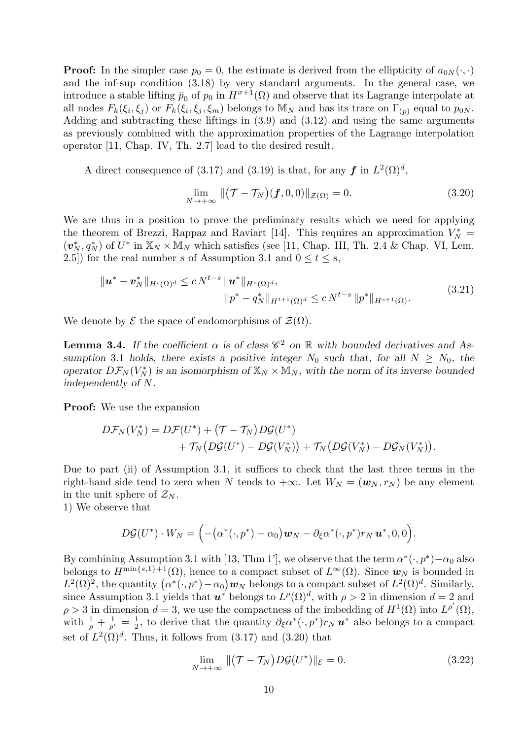**Proof:** In the simpler case $p_0 = 0$, the estimate is derived from the ellipticity of $a_{0N}(\cdot,\cdot)$ and the inf-sup condition (3.18) by very standard arguments. In the general case, we introduce a stable lifting $\overline{p}_0$ of $p_0$ in $H^{\sigma+1}(\Omega)$ and observe that its Lagrange interpolate at all nodes $F_k(\xi_i,\xi_j)$ or $F_k(\xi_i,\xi_j,\xi_m)$ belongs to $\mathbb{M}_N$ and has its trace on $\Gamma_{(p)}$ equal to $p_{0N}$. Adding and subtracting these liftings in (3.9) and (3.12) and using the same arguments as previously combined with the approximation properties of the Lagrange interpolation operator [11, Chap. IV, Th. 2.7] lead to the desired result.

A direct consequence of (3.17) and (3.19) is that, for any $\boldsymbol{f}$ in $L^2(\Omega)^d$,

$$\lim_{N\to+\infty} \|\big(\mathcal{T}-\mathcal{T}_N\big)(\boldsymbol{f},0,0)\|_{\mathcal{Z}(\Omega)} = 0. \tag{3.20}$$

We are thus in a position to prove the preliminary results which we need for applying the theorem of Brezzi, Rappaz and Raviart [14]. This requires an approximation $V_N^* = (\boldsymbol{v}_N^*, q_N^*)$ of $U^*$ in $\mathbb{X}_N \times \mathbb{M}_N$ which satisfies (see [11, Chap. III, Th. 2.4 & Chap. VI, Lem. 2.5]) for the real number $s$ of Assumption 3.1 and $0 \le t \le s$,

$$\begin{aligned} \|\boldsymbol{u}^* - \boldsymbol{v}_N^*\|_{H^t(\Omega)^d} &\le c\, N^{t-s}\, \|\boldsymbol{u}^*\|_{H^s(\Omega)^d}, \\ \|p^* - q_N^*\|_{H^{t+1}(\Omega)^d} &\le c\, N^{t-s}\, \|p^*\|_{H^{s+1}(\Omega)}. \end{aligned} \tag{3.21}$$

We denote by $\mathcal{E}$ the space of endomorphisms of $\mathcal{Z}(\Omega)$.

**Lemma 3.4.** *If the coefficient $\alpha$ is of class $\mathscr{C}^2$ on $\mathbb{R}$ with bounded derivatives and Assumption 3.1 holds, there exists a positive integer $N_0$ such that, for all $N \ge N_0$, the operator $D\mathcal{F}_N(V_N^*)$ is an isomorphism of $\mathbb{X}_N \times \mathbb{M}_N$, with the norm of its inverse bounded independently of $N$.*

**Proof:** We use the expansion

$$\begin{aligned} D\mathcal{F}_N(V_N^*) = D\mathcal{F}(U^*) &+ \big(\mathcal{T}-\mathcal{T}_N\big)D\mathcal{G}(U^*) \\ &+ \mathcal{T}_N\big(D\mathcal{G}(U^*) - D\mathcal{G}(V_N^*)\big) + \mathcal{T}_N\big(D\mathcal{G}(V_N^*) - D\mathcal{G}_N(V_N^*)\big). \end{aligned}$$

Due to part (ii) of Assumption 3.1, it suffices to check that the last three terms in the right-hand side tend to zero when $N$ tends to $+\infty$. Let $W_N = (\boldsymbol{w}_N, r_N)$ be any element in the unit sphere of $\mathcal{Z}_N$.

1) We observe that

$$D\mathcal{G}(U^*)\cdot W_N = \Big(-\big(\alpha^*(\cdot,p^*) - \alpha_0\big)\boldsymbol{w}_N - \partial_\xi \alpha^*(\cdot,p^*) r_N\, \boldsymbol{u}^*, 0, 0\Big).$$

By combining Assumption 3.1 with [13, Thm 1'], we observe that the term $\alpha^*(\cdot,p^*) - \alpha_0$ also belongs to $H^{\min\{s,1\}+1}(\Omega)$, hence to a compact subset of $L^\infty(\Omega)$. Since $\boldsymbol{w}_N$ is bounded in $L^2(\Omega)^2$, the quantity $\big(\alpha^*(\cdot,p^*) - \alpha_0\big)\boldsymbol{w}_N$ belongs to a compact subset of $L^2(\Omega)^d$. Similarly, since Assumption 3.1 yields that $\boldsymbol{u}^*$ belongs to $L^\rho(\Omega)^d$, with $\rho > 2$ in dimension $d = 2$ and $\rho > 3$ in dimension $d = 3$, we use the compactness of the imbedding of $H^1(\Omega)$ into $L^{\rho'}(\Omega)$, with $\frac{1}{\rho} + \frac{1}{\rho'} = \frac{1}{2}$, to derive that the quantity $\partial_\xi \alpha^*(\cdot,p^*) r_N\, \boldsymbol{u}^*$ also belongs to a compact set of $L^2(\Omega)^d$. Thus, it follows from (3.17) and (3.20) that

$$\lim_{N\to+\infty} \|\big(\mathcal{T}-\mathcal{T}_N\big)D\mathcal{G}(U^*)\|_{\mathcal{E}} = 0. \tag{3.22}$$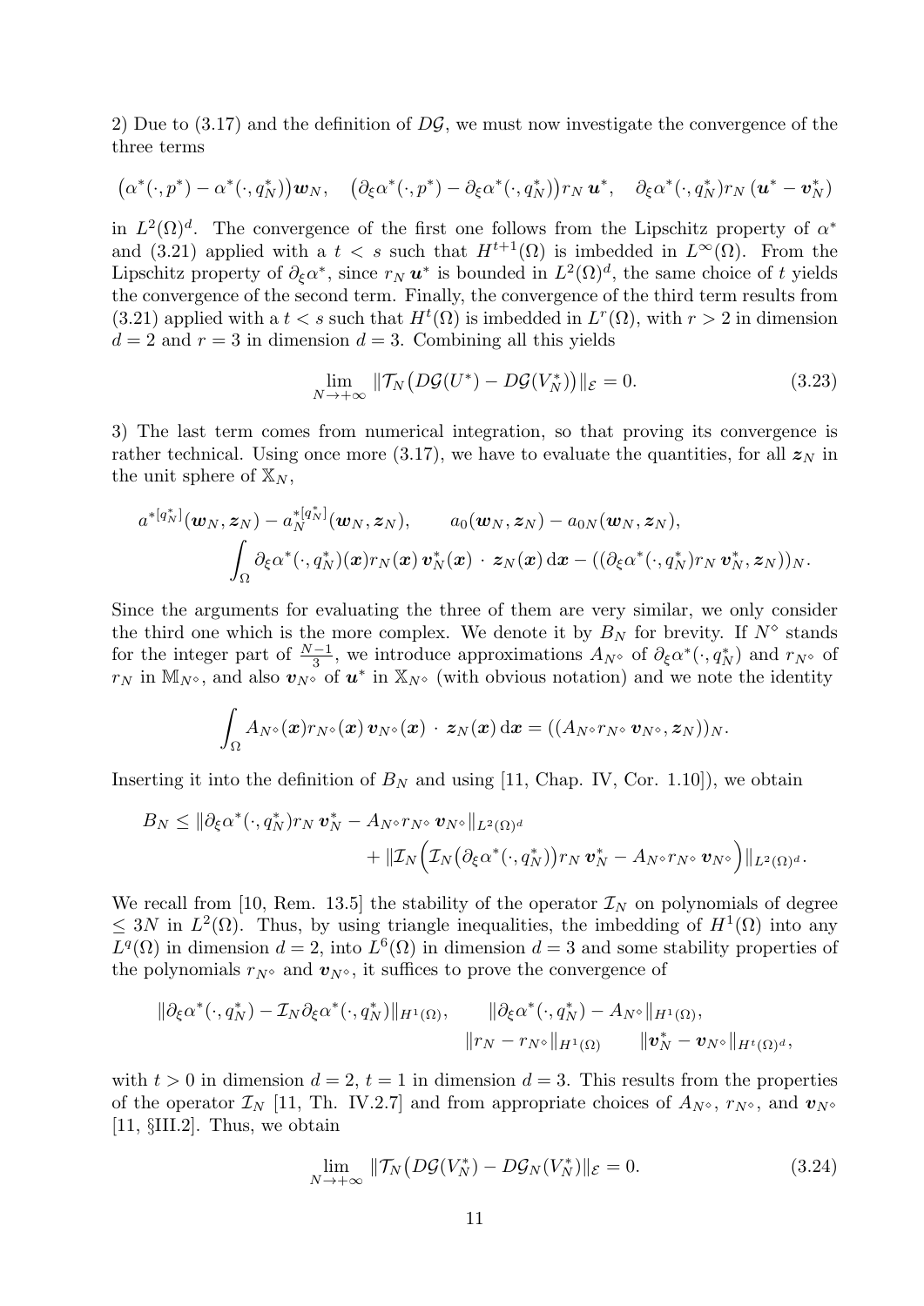2) Due to (3.17) and the definition of $D\mathcal{G}$, we must now investigate the convergence of the three terms

$$\big(\alpha^*(\cdot, p^*) - \alpha^*(\cdot, q_N^*)\big)\boldsymbol{w}_N, \quad \big(\partial_\xi \alpha^*(\cdot, p^*) - \partial_\xi \alpha^*(\cdot, q_N^*)\big) r_N\, \boldsymbol{u}^*, \quad \partial_\xi \alpha^*(\cdot, q_N^*) r_N\, (\boldsymbol{u}^* - \boldsymbol{v}_N^*)$$

in $L^2(\Omega)^d$. The convergence of the first one follows from the Lipschitz property of $\alpha^*$ and (3.21) applied with a $t < s$ such that $H^{t+1}(\Omega)$ is imbedded in $L^\infty(\Omega)$. From the Lipschitz property of $\partial_\xi \alpha^*$, since $r_N\, \boldsymbol{u}^*$ is bounded in $L^2(\Omega)^d$, the same choice of $t$ yields the convergence of the second term. Finally, the convergence of the third term results from (3.21) applied with a $t < s$ such that $H^t(\Omega)$ is imbedded in $L^r(\Omega)$, with $r > 2$ in dimension $d = 2$ and $r = 3$ in dimension $d = 3$. Combining all this yields

$$\lim_{N \to +\infty} \|\mathcal{T}_N\big(D\mathcal{G}(U^*) - D\mathcal{G}(V_N^*)\big)\|_{\mathcal{E}} = 0. \tag{3.23}$$

3) The last term comes from numerical integration, so that proving its convergence is rather technical. Using once more (3.17), we have to evaluate the quantities, for all $\boldsymbol{z}_N$ in the unit sphere of $\mathbb{X}_N$,

$$a^{*[q_N^*]}(\boldsymbol{w}_N, \boldsymbol{z}_N) - a_N^{*[q_N^*]}(\boldsymbol{w}_N, \boldsymbol{z}_N), \qquad a_0(\boldsymbol{w}_N, \boldsymbol{z}_N) - a_{0N}(\boldsymbol{w}_N, \boldsymbol{z}_N),$$
$$\int_\Omega \partial_\xi \alpha^*(\cdot, q_N^*)(\boldsymbol{x}) r_N(\boldsymbol{x})\, \boldsymbol{v}_N^*(\boldsymbol{x}) \cdot \boldsymbol{z}_N(\boldsymbol{x})\, \mathrm{d}\boldsymbol{x} - ((\partial_\xi \alpha^*(\cdot, q_N^*) r_N\, \boldsymbol{v}_N^*, \boldsymbol{z}_N))_N.$$

Since the arguments for evaluating the three of them are very similar, we only consider the third one which is the more complex. We denote it by $B_N$ for brevity. If $N^\diamond$ stands for the integer part of $\frac{N-1}{3}$, we introduce approximations $A_{N^\diamond}$ of $\partial_\xi \alpha^*(\cdot, q_N^*)$ and $r_{N^\diamond}$ of $r_N$ in $\mathbb{M}_{N^\diamond}$, and also $\boldsymbol{v}_{N^\diamond}$ of $\boldsymbol{u}^*$ in $\mathbb{X}_{N^\diamond}$ (with obvious notation) and we note the identity

$$\int_\Omega A_{N^\diamond}(\boldsymbol{x}) r_{N^\diamond}(\boldsymbol{x})\, \boldsymbol{v}_{N^\diamond}(\boldsymbol{x}) \cdot \boldsymbol{z}_N(\boldsymbol{x})\, \mathrm{d}\boldsymbol{x} = ((A_{N^\diamond} r_{N^\diamond}\, \boldsymbol{v}_{N^\diamond}, \boldsymbol{z}_N))_N.$$

Inserting it into the definition of $B_N$ and using [11, Chap. IV, Cor. 1.10]), we obtain

$$B_N \le \|\partial_\xi \alpha^*(\cdot, q_N^*) r_N\, \boldsymbol{v}_N^* - A_{N^\diamond} r_{N^\diamond}\, \boldsymbol{v}_{N^\diamond}\|_{L^2(\Omega)^d} + \|\mathcal{I}_N\Big(\mathcal{I}_N\big(\partial_\xi \alpha^*(\cdot, q_N^*)\big) r_N\, \boldsymbol{v}_N^* - A_{N^\diamond} r_{N^\diamond}\, \boldsymbol{v}_{N^\diamond}\Big)\|_{L^2(\Omega)^d}.$$

We recall from [10, Rem. 13.5] the stability of the operator $\mathcal{I}_N$ on polynomials of degree $\le 3N$ in $L^2(\Omega)$. Thus, by using triangle inequalities, the imbedding of $H^1(\Omega)$ into any $L^q(\Omega)$ in dimension $d = 2$, into $L^6(\Omega)$ in dimension $d = 3$ and some stability properties of the polynomials $r_{N^\diamond}$ and $\boldsymbol{v}_{N^\diamond}$, it suffices to prove the convergence of

$$\|\partial_\xi \alpha^*(\cdot, q_N^*) - \mathcal{I}_N \partial_\xi \alpha^*(\cdot, q_N^*)\|_{H^1(\Omega)}, \qquad \|\partial_\xi \alpha^*(\cdot, q_N^*) - A_{N^\diamond}\|_{H^1(\Omega)},$$
$$\|r_N - r_{N^\diamond}\|_{H^1(\Omega)} \qquad \|\boldsymbol{v}_N^* - \boldsymbol{v}_{N^\diamond}\|_{H^t(\Omega)^d},$$

with $t > 0$ in dimension $d = 2$, $t = 1$ in dimension $d = 3$. This results from the properties of the operator $\mathcal{I}_N$ [11, Th. IV.2.7] and from appropriate choices of $A_{N^\diamond}$, $r_{N^\diamond}$, and $\boldsymbol{v}_{N^\diamond}$ [11, §III.2]. Thus, we obtain

$$\lim_{N \to +\infty} \|\mathcal{T}_N\big(D\mathcal{G}(V_N^*) - D\mathcal{G}_N(V_N^*)\|_{\mathcal{E}} = 0. \tag{3.24}$$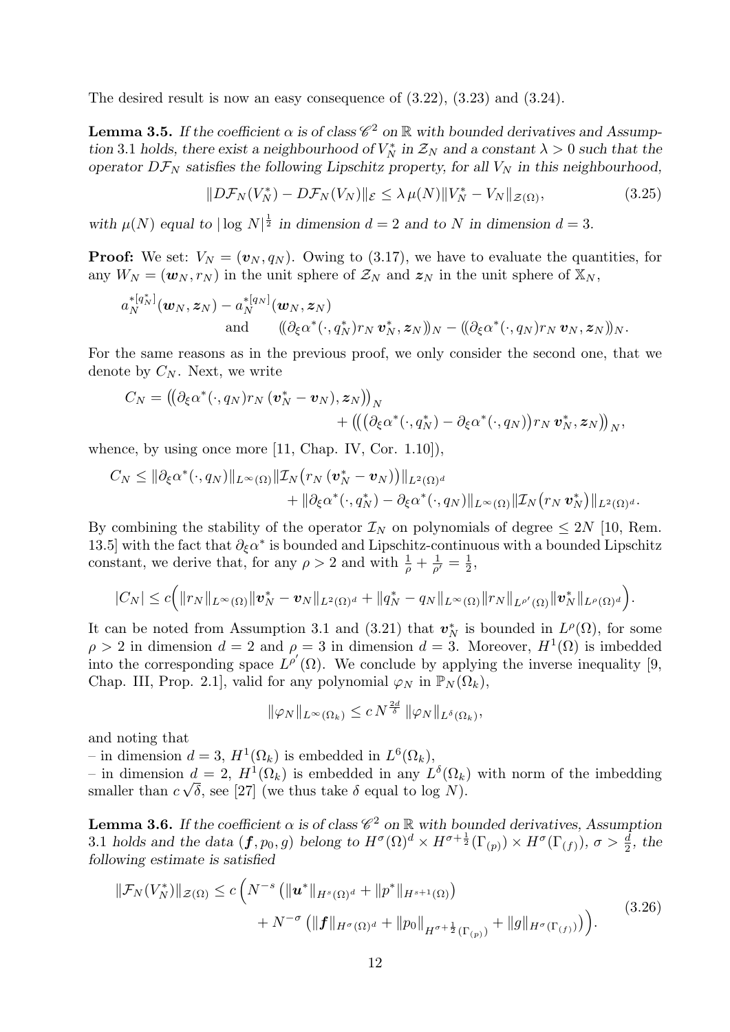The desired result is now an easy consequence of (3.22), (3.23) and (3.24).

**Lemma 3.5.** *If the coefficient $\alpha$ is of class $\mathscr{C}^2$ on $\mathbb{R}$ with bounded derivatives and Assumption 3.1 holds, there exist a neighbourhood of $V_N^*$ in $\mathcal{Z}_N$ and a constant $\lambda > 0$ such that the operator $D\mathcal{F}_N$ satisfies the following Lipschitz property, for all $V_N$ in this neighbourhood,*

$$\|D\mathcal{F}_N(V_N^*) - D\mathcal{F}_N(V_N)\|_{\mathcal{E}} \le \lambda\,\mu(N)\|V_N^* - V_N\|_{\mathcal{Z}(\Omega)}, \tag{3.25}$$

*with $\mu(N)$ equal to $|\log N|^{\frac{1}{2}}$ in dimension $d=2$ and to $N$ in dimension $d=3$.*

**Proof:** We set: $V_N = (\boldsymbol{v}_N, q_N)$. Owing to (3.17), we have to evaluate the quantities, for any $W_N = (\boldsymbol{w}_N, r_N)$ in the unit sphere of $\mathcal{Z}_N$ and $\boldsymbol{z}_N$ in the unit sphere of $\mathbb{X}_N$,

$$a_N^{*[q_N^*]}(\boldsymbol{w}_N, \boldsymbol{z}_N) - a_N^{*[q_N]}(\boldsymbol{w}_N, \boldsymbol{z}_N) \qquad \text{and} \qquad ((\partial_\xi \alpha^*(\cdot, q_N^*) r_N\, \boldsymbol{v}_N^*, \boldsymbol{z}_N))_N - ((\partial_\xi \alpha^*(\cdot, q_N) r_N\, \boldsymbol{v}_N, \boldsymbol{z}_N))_N.$$

For the same reasons as in the previous proof, we only consider the second one, that we denote by $C_N$. Next, we write

$$C_N = \big(\big(\partial_\xi \alpha^*(\cdot, q_N) r_N\, (\boldsymbol{v}_N^* - \boldsymbol{v}_N), \boldsymbol{z}_N\big)\big)_N + \big(\big(\big(\partial_\xi \alpha^*(\cdot, q_N^*) - \partial_\xi \alpha^*(\cdot, q_N)\big) r_N\, \boldsymbol{v}_N^*, \boldsymbol{z}_N\big)\big)_N,$$

whence, by using once more [11, Chap. IV, Cor. 1.10]),

$$C_N \le \|\partial_\xi \alpha^*(\cdot, q_N)\|_{L^\infty(\Omega)} \|\mathcal{I}_N\big(r_N\, (\boldsymbol{v}_N^* - \boldsymbol{v}_N)\big)\|_{L^2(\Omega)^d} + \|\partial_\xi \alpha^*(\cdot, q_N^*) - \partial_\xi \alpha^*(\cdot, q_N)\|_{L^\infty(\Omega)} \|\mathcal{I}_N\big(r_N\, \boldsymbol{v}_N^*\big)\|_{L^2(\Omega)^d}.$$

By combining the stability of the operator $\mathcal{I}_N$ on polynomials of degree $\le 2N$ [10, Rem. 13.5] with the fact that $\partial_\xi \alpha^*$ is bounded and Lipschitz-continuous with a bounded Lipschitz constant, we derive that, for any $\rho > 2$ and with $\frac{1}{\rho} + \frac{1}{\rho'} = \frac{1}{2}$,

$$|C_N| \le c\Big(\|r_N\|_{L^\infty(\Omega)} \|\boldsymbol{v}_N^* - \boldsymbol{v}_N\|_{L^2(\Omega)^d} + \|q_N^* - q_N\|_{L^\infty(\Omega)} \|r_N\|_{L^{\rho'}(\Omega)} \|\boldsymbol{v}_N^*\|_{L^\rho(\Omega)^d}\Big).$$

It can be noted from Assumption 3.1 and (3.21) that $\boldsymbol{v}_N^*$ is bounded in $L^\rho(\Omega)$, for some $\rho > 2$ in dimension $d=2$ and $\rho = 3$ in dimension $d=3$. Moreover, $H^1(\Omega)$ is imbedded into the corresponding space $L^{\rho'}(\Omega)$. We conclude by applying the inverse inequality [9, Chap. III, Prop. 2.1], valid for any polynomial $\varphi_N$ in $\mathbb{P}_N(\Omega_k)$,

$$\|\varphi_N\|_{L^\infty(\Omega_k)} \le c\, N^{\frac{2d}{\delta}}\, \|\varphi_N\|_{L^\delta(\Omega_k)},$$

and noting that

– in dimension $d=3$, $H^1(\Omega_k)$ is embedded in $L^6(\Omega_k)$,

– in dimension $d=2$, $H^1(\Omega_k)$ is embedded in any $L^\delta(\Omega_k)$ with norm of the imbedding smaller than $c\sqrt{\delta}$, see [27] (we thus take $\delta$ equal to $\log N$).

**Lemma 3.6.** *If the coefficient $\alpha$ is of class $\mathscr{C}^2$ on $\mathbb{R}$ with bounded derivatives, Assumption 3.1 holds and the data $(\boldsymbol{f}, p_0, g)$ belong to $H^\sigma(\Omega)^d \times H^{\sigma+\frac{1}{2}}(\Gamma_{(p)}) \times H^\sigma(\Gamma_{(f)})$, $\sigma > \frac{d}{2}$, the following estimate is satisfied*

$$\|\mathcal{F}_N(V_N^*)\|_{\mathcal{Z}(\Omega)} \le c\,\Big(N^{-s}\,\big(\|\boldsymbol{u}^*\|_{H^s(\Omega)^d} + \|p^*\|_{H^{s+1}(\Omega)}\big) + N^{-\sigma}\,\big(\|\boldsymbol{f}\|_{H^\sigma(\Omega)^d} + \|p_0\|_{H^{\sigma+\frac{1}{2}}(\Gamma_{(p)})} + \|g\|_{H^\sigma(\Gamma_{(f)})}\big)\Big). \tag{3.26}$$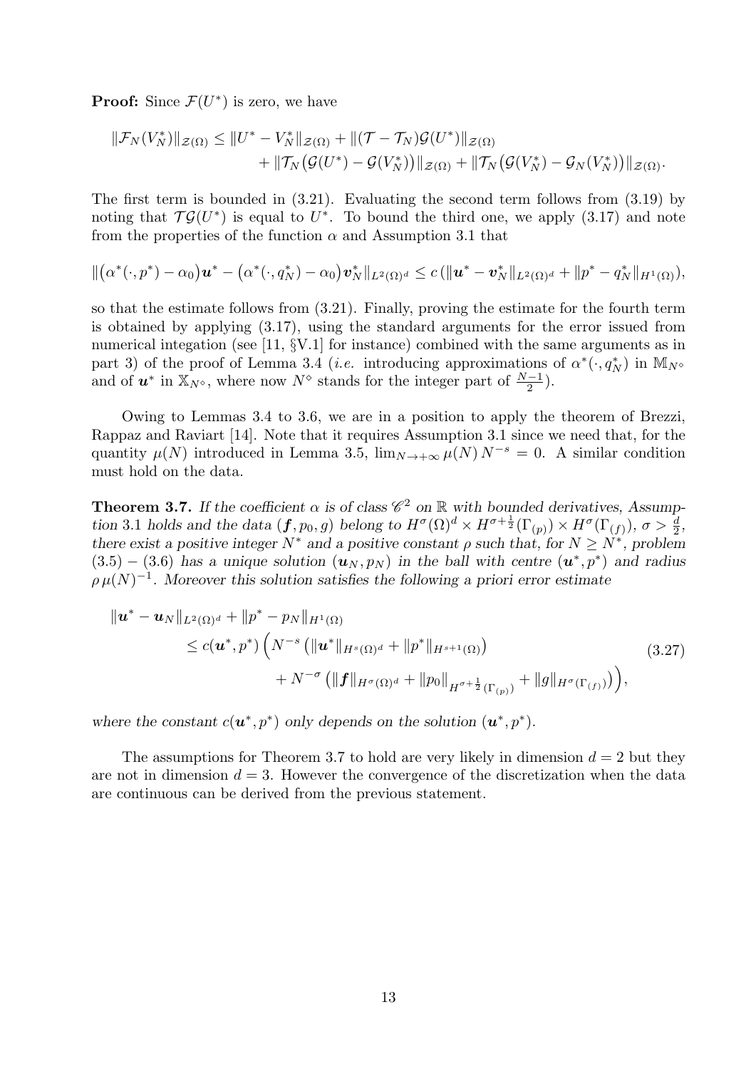**Proof:** Since $\mathcal{F}(U^*)$ is zero, we have

$$
\begin{aligned}
\|\mathcal{F}_N(V_N^*)\|_{\mathcal{Z}(\Omega)} \leq \|U^* - V_N^*\|_{\mathcal{Z}(\Omega)} + \|(\mathcal{T} - \mathcal{T}_N)\mathcal{G}(U^*)\|_{\mathcal{Z}(\Omega)} \\
+ \|\mathcal{T}_N\big(\mathcal{G}(U^*) - \mathcal{G}(V_N^*)\big)\|_{\mathcal{Z}(\Omega)} + \|\mathcal{T}_N\big(\mathcal{G}(V_N^*) - \mathcal{G}_N(V_N^*)\big)\|_{\mathcal{Z}(\Omega)}.
\end{aligned}
$$

The first term is bounded in (3.21). Evaluating the second term follows from (3.19) by noting that $\mathcal{T}\mathcal{G}(U^*)$ is equal to $U^*$. To bound the third one, we apply (3.17) and note from the properties of the function $\alpha$ and Assumption 3.1 that

$$
\|\big(\alpha^*(\cdot, p^*) - \alpha_0\big)\boldsymbol{u}^* - \big(\alpha^*(\cdot, q_N^*) - \alpha_0\big)\boldsymbol{v}_N^*\|_{L^2(\Omega)^d} \leq c\,(\|\boldsymbol{u}^* - \boldsymbol{v}_N^*\|_{L^2(\Omega)^d} + \|p^* - q_N^*\|_{H^1(\Omega)}),
$$

so that the estimate follows from (3.21). Finally, proving the estimate for the fourth term is obtained by applying (3.17), using the standard arguments for the error issued from numerical integration (see [11, §V.1] for instance) combined with the same arguments as in part 3) of the proof of Lemma 3.4 (*i.e.* introducing approximations of $\alpha^*(\cdot, q_N^*)$ in $\mathbb{M}_{N^\diamond}$ and of $\boldsymbol{u}^*$ in $\mathbb{X}_{N^\diamond}$, where now $N^\diamond$ stands for the integer part of $\frac{N-1}{2}$).

Owing to Lemmas 3.4 to 3.6, we are in a position to apply the theorem of Brezzi, Rappaz and Raviart [14]. Note that it requires Assumption 3.1 since we need that, for the quantity $\mu(N)$ introduced in Lemma 3.5, $\lim_{N\to+\infty} \mu(N)\, N^{-s} = 0$. A similar condition must hold on the data.

**Theorem 3.7.** *If the coefficient $\alpha$ is of class $\mathscr{C}^2$ on $\mathbb{R}$ with bounded derivatives, Assumption 3.1 holds and the data $(\boldsymbol{f}, p_0, g)$ belong to $H^\sigma(\Omega)^d \times H^{\sigma+\frac{1}{2}}(\Gamma_{(p)}) \times H^\sigma(\Gamma_{(f)})$, $\sigma > \frac{d}{2}$, there exist a positive integer $N^*$ and a positive constant $\rho$ such that, for $N \geq N^*$, problem (3.5) – (3.6) has a unique solution $(\boldsymbol{u}_N, p_N)$ in the ball with centre $(\boldsymbol{u}^*, p^*)$ and radius $\rho\,\mu(N)^{-1}$. Moreover this solution satisfies the following a priori error estimate*

$$
\begin{aligned}
\|\boldsymbol{u}^* - \boldsymbol{u}_N\|_{L^2(\Omega)^d} &+ \|p^* - p_N\|_{H^1(\Omega)} \\
&\leq c(\boldsymbol{u}^*, p^*) \Big( N^{-s} \big( \|\boldsymbol{u}^*\|_{H^s(\Omega)^d} + \|p^*\|_{H^{s+1}(\Omega)} \big) \\
&\qquad + N^{-\sigma} \big( \|\boldsymbol{f}\|_{H^\sigma(\Omega)^d} + \|p_0\|_{H^{\sigma+\frac{1}{2}}(\Gamma_{(p)})} + \|g\|_{H^\sigma(\Gamma_{(f)})} \big) \Big),
\end{aligned}
\tag{3.27}
$$

*where the constant $c(\boldsymbol{u}^*, p^*)$ only depends on the solution $(\boldsymbol{u}^*, p^*)$.*

The assumptions for Theorem 3.7 to hold are very likely in dimension $d = 2$ but they are not in dimension $d = 3$. However the convergence of the discretization when the data are continuous can be derived from the previous statement.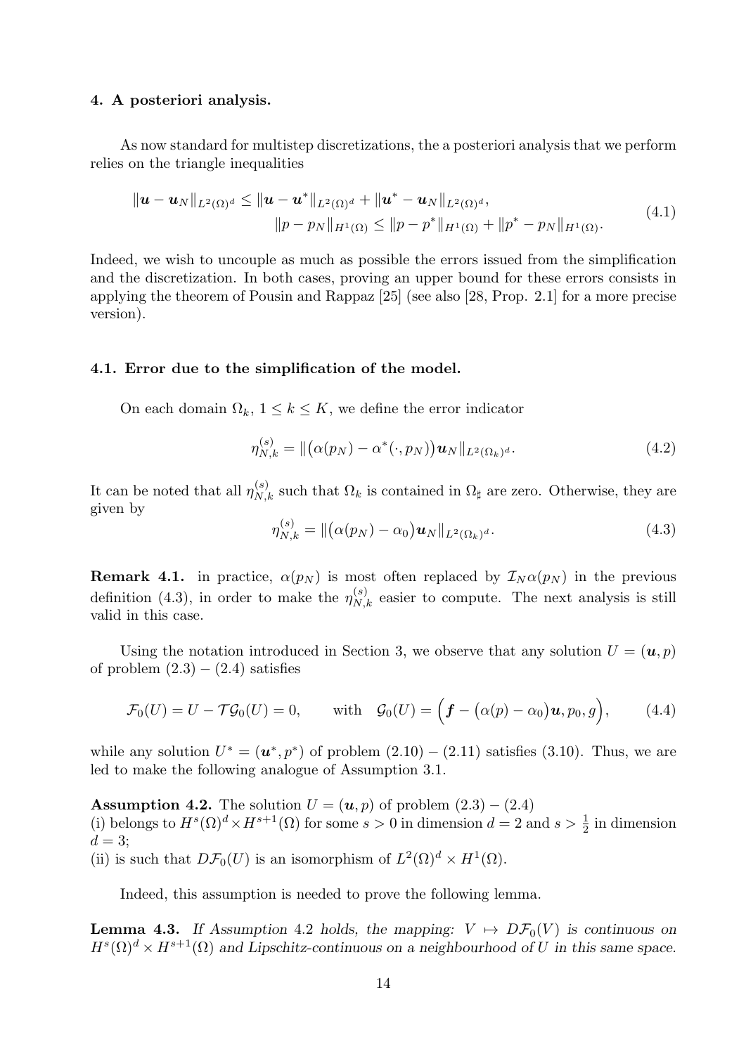## 4. A posteriori analysis.

As now standard for multistep discretizations, the a posteriori analysis that we perform relies on the triangle inequalities

$$
\begin{aligned}
\|\boldsymbol{u}-\boldsymbol{u}_N\|_{L^2(\Omega)^d} &\le \|\boldsymbol{u}-\boldsymbol{u}^*\|_{L^2(\Omega)^d} + \|\boldsymbol{u}^*-\boldsymbol{u}_N\|_{L^2(\Omega)^d}, \\
\|p-p_N\|_{H^1(\Omega)} &\le \|p-p^*\|_{H^1(\Omega)} + \|p^*-p_N\|_{H^1(\Omega)}.
\end{aligned}
\tag{4.1}
$$

Indeed, we wish to uncouple as much as possible the errors issued from the simplification and the discretization. In both cases, proving an upper bound for these errors consists in applying the theorem of Pousin and Rappaz [25] (see also [28, Prop. 2.1] for a more precise version).

### 4.1. Error due to the simplification of the model.

On each domain $\Omega_k$, $1 \le k \le K$, we define the error indicator

$$
\eta^{(s)}_{N,k} = \|\big(\alpha(p_N) - \alpha^*(\cdot, p_N)\big)\boldsymbol{u}_N\|_{L^2(\Omega_k)^d}. \tag{4.2}
$$

It can be noted that all $\eta^{(s)}_{N,k}$ such that $\Omega_k$ is contained in $\Omega_\sharp$ are zero. Otherwise, they are given by

$$
\eta^{(s)}_{N,k} = \|\big(\alpha(p_N) - \alpha_0\big)\boldsymbol{u}_N\|_{L^2(\Omega_k)^d}. \tag{4.3}
$$

**Remark 4.1.** in practice, $\alpha(p_N)$ is most often replaced by $\mathcal{I}_N\alpha(p_N)$ in the previous definition (4.3), in order to make the $\eta^{(s)}_{N,k}$ easier to compute. The next analysis is still valid in this case.

Using the notation introduced in Section 3, we observe that any solution $U = (\boldsymbol{u}, p)$ of problem $(2.3) - (2.4)$ satisfies

$$
\mathcal{F}_0(U) = U - \mathcal{T}\mathcal{G}_0(U) = 0, \qquad \text{with} \quad \mathcal{G}_0(U) = \Big(\boldsymbol{f} - \big(\alpha(p) - \alpha_0\big)\boldsymbol{u}, p_0, g\Big), \tag{4.4}
$$

while any solution $U^* = (\boldsymbol{u}^*, p^*)$ of problem $(2.10) - (2.11)$ satisfies (3.10). Thus, we are led to make the following analogue of Assumption 3.1.

**Assumption 4.2.** The solution $U = (\boldsymbol{u}, p)$ of problem $(2.3) - (2.4)$
(i) belongs to $H^s(\Omega)^d \times H^{s+1}(\Omega)$ for some $s > 0$ in dimension $d = 2$ and $s > \frac{1}{2}$ in dimension $d = 3$;
(ii) is such that $D\mathcal{F}_0(U)$ is an isomorphism of $L^2(\Omega)^d \times H^1(\Omega)$.

Indeed, this assumption is needed to prove the following lemma.

**Lemma 4.3.** *If Assumption 4.2 holds, the mapping: $V \mapsto D\mathcal{F}_0(V)$ is continuous on $H^s(\Omega)^d \times H^{s+1}(\Omega)$ and Lipschitz-continuous on a neighbourhood of $U$ in this same space.*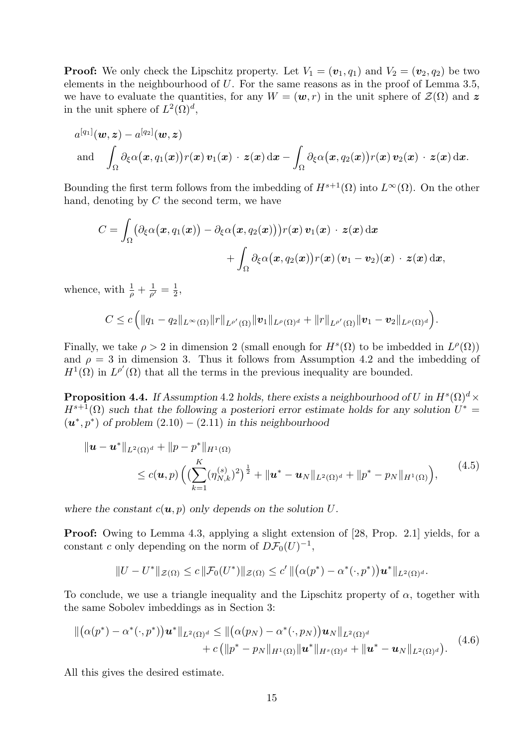**Proof:** We only check the Lipschitz property. Let $V_1 = (\boldsymbol{v}_1, q_1)$ and $V_2 = (\boldsymbol{v}_2, q_2)$ be two elements in the neighbourhood of $U$. For the same reasons as in the proof of Lemma 3.5, we have to evaluate the quantities, for any $W = (\boldsymbol{w}, r)$ in the unit sphere of $\mathcal{Z}(\Omega)$ and $\boldsymbol{z}$ in the unit sphere of $L^2(\Omega)^d$,

$$
\begin{aligned}
&a^{[q_1]}(\boldsymbol{w}, \boldsymbol{z}) - a^{[q_2]}(\boldsymbol{w}, \boldsymbol{z}) \\
&\text{and} \quad \int_\Omega \partial_\xi \alpha\big(\boldsymbol{x}, q_1(\boldsymbol{x})\big) r(\boldsymbol{x})\, \boldsymbol{v}_1(\boldsymbol{x}) \cdot \boldsymbol{z}(\boldsymbol{x})\, \mathrm{d}\boldsymbol{x} - \int_\Omega \partial_\xi \alpha\big(\boldsymbol{x}, q_2(\boldsymbol{x})\big) r(\boldsymbol{x})\, \boldsymbol{v}_2(\boldsymbol{x}) \cdot \boldsymbol{z}(\boldsymbol{x})\, \mathrm{d}\boldsymbol{x}.
\end{aligned}
$$

Bounding the first term follows from the imbedding of $H^{s+1}(\Omega)$ into $L^\infty(\Omega)$. On the other hand, denoting by $C$ the second term, we have

$$
\begin{aligned}
C = \int_\Omega \big(\partial_\xi \alpha\big(\boldsymbol{x}, q_1(\boldsymbol{x})\big) - \partial_\xi \alpha\big(\boldsymbol{x}, q_2(\boldsymbol{x})\big)\big) r(\boldsymbol{x})\, \boldsymbol{v}_1(\boldsymbol{x}) \cdot \boldsymbol{z}(\boldsymbol{x})\, \mathrm{d}\boldsymbol{x} \\
+ \int_\Omega \partial_\xi \alpha\big(\boldsymbol{x}, q_2(\boldsymbol{x})\big) r(\boldsymbol{x})\, (\boldsymbol{v}_1 - \boldsymbol{v}_2)(\boldsymbol{x}) \cdot \boldsymbol{z}(\boldsymbol{x})\, \mathrm{d}\boldsymbol{x},
\end{aligned}
$$

whence, with $\frac{1}{\rho} + \frac{1}{\rho'} = \frac{1}{2}$,

$$
C \le c \Big( \|q_1 - q_2\|_{L^\infty(\Omega)} \|r\|_{L^{\rho'}(\Omega)} \|\boldsymbol{v}_1\|_{L^\rho(\Omega)^d} + \|r\|_{L^{\rho'}(\Omega)} \|\boldsymbol{v}_1 - \boldsymbol{v}_2\|_{L^\rho(\Omega)^d} \Big).
$$

Finally, we take $\rho > 2$ in dimension 2 (small enough for $H^s(\Omega)$ to be imbedded in $L^\rho(\Omega)$) and $\rho = 3$ in dimension 3. Thus it follows from Assumption 4.2 and the imbedding of $H^1(\Omega)$ in $L^{\rho'}(\Omega)$ that all the terms in the previous inequality are bounded.

**Proposition 4.4.** *If Assumption 4.2 holds, there exists a neighbourhood of $U$ in $H^s(\Omega)^d \times H^{s+1}(\Omega)$ such that the following a posteriori error estimate holds for any solution $U^* = (\boldsymbol{u}^*, p^*)$ of problem (2.10) – (2.11) in this neighbourhood*

$$
\begin{aligned}
&\|\boldsymbol{u} - \boldsymbol{u}^*\|_{L^2(\Omega)^d} + \|p - p^*\|_{H^1(\Omega)} \\
&\qquad \le c(\boldsymbol{u}, p) \Big( \big(\sum_{k=1}^K (\eta_{N,k}^{(s)})^2\big)^{\frac{1}{2}} + \|\boldsymbol{u}^* - \boldsymbol{u}_N\|_{L^2(\Omega)^d} + \|p^* - p_N\|_{H^1(\Omega)} \Big),
\end{aligned} \tag{4.5}
$$

*where the constant $c(\boldsymbol{u}, p)$ only depends on the solution $U$.*

**Proof:** Owing to Lemma 4.3, applying a slight extension of [28, Prop. 2.1] yields, for a constant $c$ only depending on the norm of $D\mathcal{F}_0(U)^{-1}$,

$$
\|U - U^*\|_{\mathcal{Z}(\Omega)} \le c\, \|\mathcal{F}_0(U^*)\|_{\mathcal{Z}(\Omega)} \le c'\, \|\big(\alpha(p^*) - \alpha^*(\cdot, p^*)\big) \boldsymbol{u}^*\|_{L^2(\Omega)^d}.
$$

To conclude, we use a triangle inequality and the Lipschitz property of $\alpha$, together with the same Sobolev imbeddings as in Section 3:

$$
\begin{aligned}
\|\big(\alpha(p^*) - \alpha^*(\cdot, p^*)\big) \boldsymbol{u}^*\|_{L^2(\Omega)^d} \le \|\big(\alpha(p_N) - \alpha^*(\cdot, p_N)\big) \boldsymbol{u}_N\|_{L^2(\Omega)^d} \\
+ c \big( \|p^* - p_N\|_{H^1(\Omega)} \|\boldsymbol{u}^*\|_{H^s(\Omega)^d} + \|\boldsymbol{u}^* - \boldsymbol{u}_N\|_{L^2(\Omega)^d} \big).
\end{aligned} \tag{4.6}
$$

All this gives the desired estimate.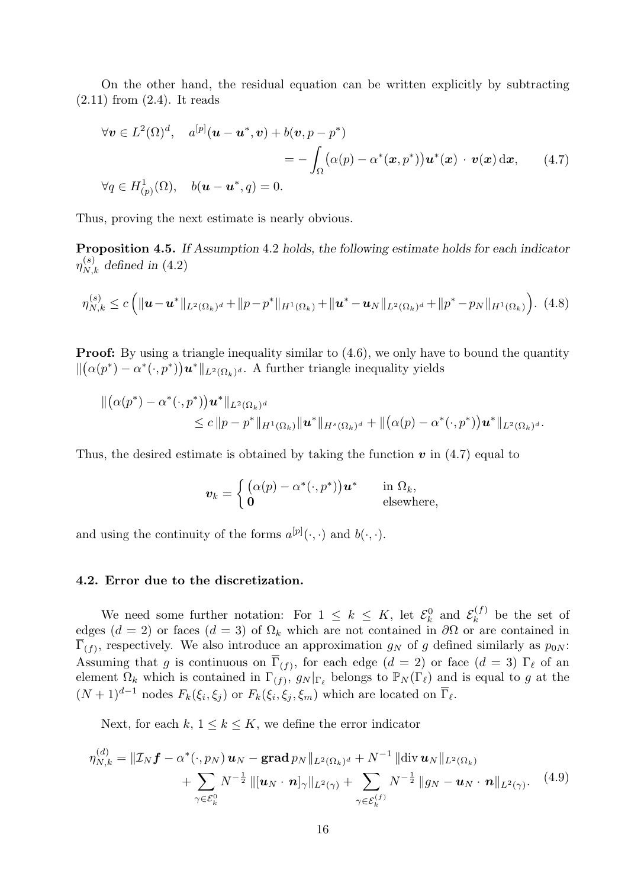On the other hand, the residual equation can be written explicitly by subtracting (2.11) from (2.4). It reads

$$
\begin{aligned}
&\forall \boldsymbol{v} \in L^2(\Omega)^d, \quad a^{[p]}(\boldsymbol{u}-\boldsymbol{u}^*, \boldsymbol{v}) + b(\boldsymbol{v}, p-p^*) \\
&\qquad\qquad\qquad = -\int_\Omega \big(\alpha(p) - \alpha^*(\boldsymbol{x}, p^*)\big)\boldsymbol{u}^*(\boldsymbol{x}) \cdot \boldsymbol{v}(\boldsymbol{x})\,\mathrm{d}\boldsymbol{x}, \qquad (4.7) \\
&\forall q \in H^1_{(p)}(\Omega), \quad b(\boldsymbol{u}-\boldsymbol{u}^*, q) = 0.
\end{aligned}
$$

Thus, proving the next estimate is nearly obvious.

**Proposition 4.5.** *If Assumption 4.2 holds, the following estimate holds for each indicator $\eta^{(s)}_{N,k}$ defined in (4.2)*

$$
\eta^{(s)}_{N,k} \le c\,\Big( \|\boldsymbol{u}-\boldsymbol{u}^*\|_{L^2(\Omega_k)^d} + \|p-p^*\|_{H^1(\Omega_k)} + \|\boldsymbol{u}^*-\boldsymbol{u}_N\|_{L^2(\Omega_k)^d} + \|p^*-p_N\|_{H^1(\Omega_k)} \Big). \quad (4.8)
$$

**Proof:** By using a triangle inequality similar to (4.6), we only have to bound the quantity $\|\big(\alpha(p^*) - \alpha^*(\cdot,p^*)\big)\boldsymbol{u}^*\|_{L^2(\Omega_k)^d}$. A further triangle inequality yields

$$
\begin{aligned}
&\|\big(\alpha(p^*) - \alpha^*(\cdot,p^*)\big)\boldsymbol{u}^*\|_{L^2(\Omega_k)^d} \\
&\qquad\qquad \le c\,\|p-p^*\|_{H^1(\Omega_k)}\|\boldsymbol{u}^*\|_{H^s(\Omega_k)^d} + \|\big(\alpha(p) - \alpha^*(\cdot,p^*)\big)\boldsymbol{u}^*\|_{L^2(\Omega_k)^d}.
\end{aligned}
$$

Thus, the desired estimate is obtained by taking the function $\boldsymbol{v}$ in (4.7) equal to

$$
\boldsymbol{v}_k = \begin{cases} \big(\alpha(p) - \alpha^*(\cdot,p^*)\big)\boldsymbol{u}^* & \text{in } \Omega_k, \\ \boldsymbol{0} & \text{elsewhere,} \end{cases}
$$

and using the continuity of the forms $a^{[p]}(\cdot,\cdot)$ and $b(\cdot,\cdot)$.

### 4.2. Error due to the discretization.

We need some further notation: For $1 \le k \le K$, let $\mathcal{E}^0_k$ and $\mathcal{E}^{(f)}_k$ be the set of edges ($d=2$) or faces ($d=3$) of $\Omega_k$ which are not contained in $\partial\Omega$ or are contained in $\overline{\Gamma}_{(f)}$, respectively. We also introduce an approximation $g_N$ of $g$ defined similarly as $p_{0N}$: Assuming that $g$ is continuous on $\overline{\Gamma}_{(f)}$, for each edge ($d=2$) or face ($d=3$) $\Gamma_\ell$ of an element $\Omega_k$ which is contained in $\Gamma_{(f)}$, $g_N|_{\Gamma_\ell}$ belongs to $\mathbb{P}_N(\Gamma_\ell)$ and is equal to $g$ at the $(N+1)^{d-1}$ nodes $F_k(\xi_i,\xi_j)$ or $F_k(\xi_i,\xi_j,\xi_m)$ which are located on $\overline{\Gamma}_\ell$.

Next, for each $k$, $1 \le k \le K$, we define the error indicator

$$
\begin{aligned}
\eta^{(d)}_{N,k} = \;& \|\mathcal{I}_N\boldsymbol{f} - \alpha^*(\cdot,p_N)\,\boldsymbol{u}_N - \mathbf{grad}\,p_N\|_{L^2(\Omega_k)^d} + N^{-1}\,\|\mathrm{div}\,\boldsymbol{u}_N\|_{L^2(\Omega_k)} \\
& + \sum_{\gamma\in\mathcal{E}^0_k} N^{-\frac12}\,\|[\boldsymbol{u}_N\cdot\boldsymbol{n}]_\gamma\|_{L^2(\gamma)} + \sum_{\gamma\in\mathcal{E}^{(f)}_k} N^{-\frac12}\,\|g_N - \boldsymbol{u}_N\cdot\boldsymbol{n}\|_{L^2(\gamma)}. \qquad (4.9)
\end{aligned}
$$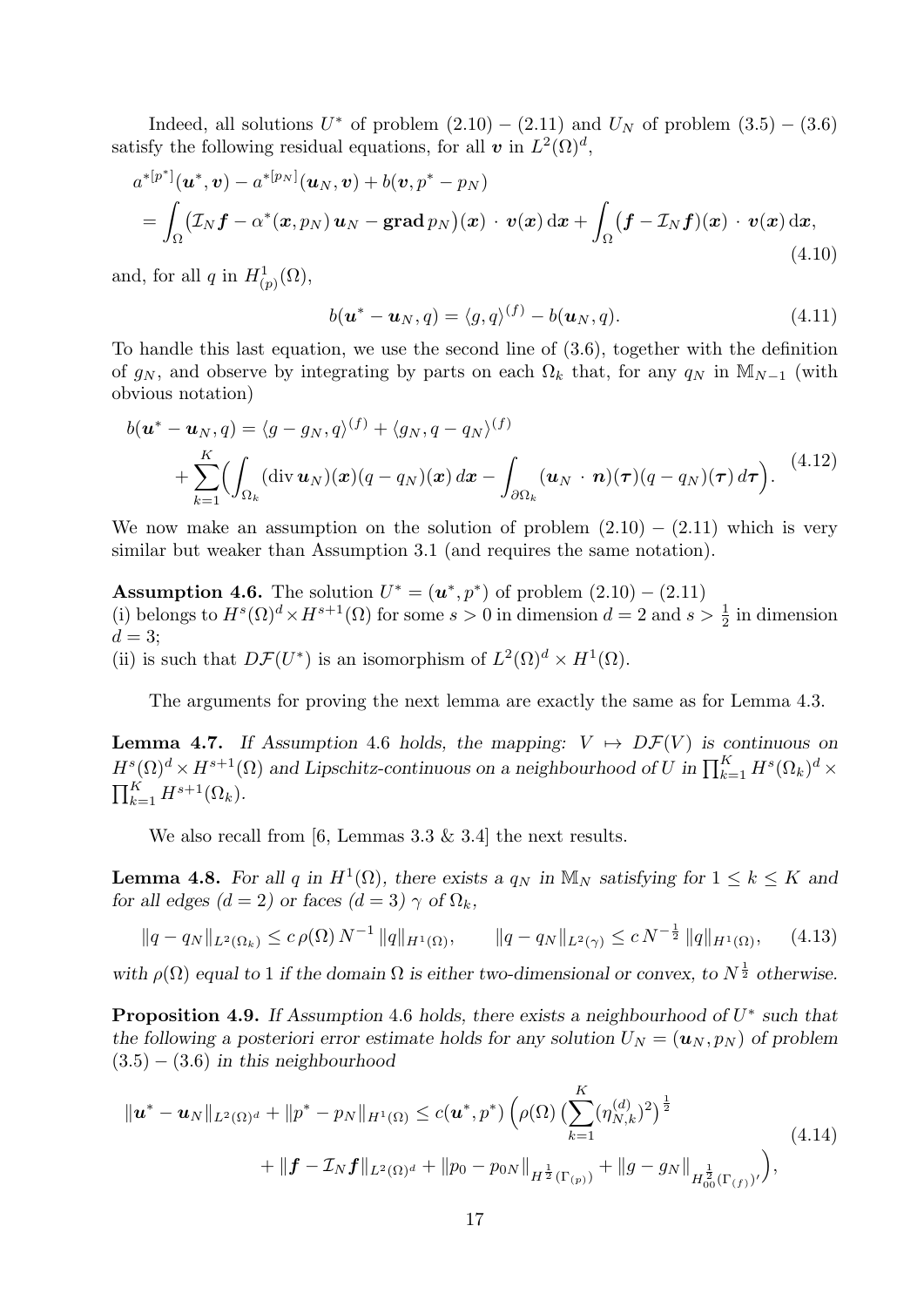Indeed, all solutions $U^*$ of problem (2.10) – (2.11) and $U_N$ of problem (3.5) – (3.6) satisfy the following residual equations, for all $\boldsymbol{v}$ in $L^2(\Omega)^d$,

$$
\begin{aligned}
& a^{*[p^*]}(\boldsymbol{u}^*, \boldsymbol{v}) - a^{*[p_N]}(\boldsymbol{u}_N, \boldsymbol{v}) + b(\boldsymbol{v}, p^* - p_N) \\
&= \int_\Omega \big(\mathcal{I}_N \boldsymbol{f} - \alpha^*(\boldsymbol{x}, p_N)\, \boldsymbol{u}_N - \mathbf{grad}\, p_N\big)(\boldsymbol{x}) \cdot \boldsymbol{v}(\boldsymbol{x})\, \mathrm{d}\boldsymbol{x} + \int_\Omega \big(\boldsymbol{f} - \mathcal{I}_N \boldsymbol{f}\big)(\boldsymbol{x}) \cdot \boldsymbol{v}(\boldsymbol{x})\, \mathrm{d}\boldsymbol{x},
\end{aligned}
\tag{4.10}
$$

and, for all $q$ in $H^1_{(p)}(\Omega)$,

$$
b(\boldsymbol{u}^* - \boldsymbol{u}_N, q) = \langle g, q \rangle^{(f)} - b(\boldsymbol{u}_N, q). \tag{4.11}
$$

To handle this last equation, we use the second line of (3.6), together with the definition of $g_N$, and observe by integrating by parts on each $\Omega_k$ that, for any $q_N$ in $\mathbb{M}_{N-1}$ (with obvious notation)

$$
\begin{aligned}
b(\boldsymbol{u}^* - \boldsymbol{u}_N, q) &= \langle g - g_N, q \rangle^{(f)} + \langle g_N, q - q_N \rangle^{(f)} \\
&+ \sum_{k=1}^K \Big( \int_{\Omega_k} (\operatorname{div} \boldsymbol{u}_N)(\boldsymbol{x})(q - q_N)(\boldsymbol{x})\, d\boldsymbol{x} - \int_{\partial\Omega_k} (\boldsymbol{u}_N \cdot \boldsymbol{n})(\boldsymbol{\tau})(q - q_N)(\boldsymbol{\tau})\, d\boldsymbol{\tau} \Big).
\end{aligned}
\tag{4.12}
$$

We now make an assumption on the solution of problem (2.10) – (2.11) which is very similar but weaker than Assumption 3.1 (and requires the same notation).

**Assumption 4.6.** The solution $U^* = (\boldsymbol{u}^*, p^*)$ of problem (2.10) – (2.11)
(i) belongs to $H^s(\Omega)^d \times H^{s+1}(\Omega)$ for some $s > 0$ in dimension $d = 2$ and $s > \frac{1}{2}$ in dimension $d = 3$;
(ii) is such that $D\mathcal{F}(U^*)$ is an isomorphism of $L^2(\Omega)^d \times H^1(\Omega)$.

The arguments for proving the next lemma are exactly the same as for Lemma 4.3.

**Lemma 4.7.** *If Assumption 4.6 holds, the mapping: $V \mapsto D\mathcal{F}(V)$ is continuous on $H^s(\Omega)^d \times H^{s+1}(\Omega)$ and Lipschitz-continuous on a neighbourhood of $U$ in $\prod_{k=1}^K H^s(\Omega_k)^d \times \prod_{k=1}^K H^{s+1}(\Omega_k)$.*

We also recall from [6, Lemmas 3.3 & 3.4] the next results.

**Lemma 4.8.** *For all $q$ in $H^1(\Omega)$, there exists a $q_N$ in $\mathbb{M}_N$ satisfying for $1 \leq k \leq K$ and for all edges ($d = 2$) or faces ($d = 3$) $\gamma$ of $\Omega_k$,*

$$
\|q - q_N\|_{L^2(\Omega_k)} \leq c\, \rho(\Omega)\, N^{-1}\, \|q\|_{H^1(\Omega)}, \qquad \|q - q_N\|_{L^2(\gamma)} \leq c\, N^{-\frac{1}{2}}\, \|q\|_{H^1(\Omega)}, \tag{4.13}
$$

*with $\rho(\Omega)$ equal to 1 if the domain $\Omega$ is either two-dimensional or convex, to $N^{\frac{1}{2}}$ otherwise.*

**Proposition 4.9.** *If Assumption 4.6 holds, there exists a neighbourhood of $U^*$ such that the following a posteriori error estimate holds for any solution $U_N = (\boldsymbol{u}_N, p_N)$ of problem (3.5) – (3.6) in this neighbourhood*

$$
\begin{aligned}
\|\boldsymbol{u}^* - \boldsymbol{u}_N\|_{L^2(\Omega)^d} + \|p^* - p_N\|_{H^1(\Omega)} &\leq c(\boldsymbol{u}^*, p^*) \Big( \rho(\Omega) \big( \sum_{k=1}^K (\eta_{N,k}^{(d)})^2 \big)^{\frac{1}{2}} \\
&+ \|\boldsymbol{f} - \mathcal{I}_N \boldsymbol{f}\|_{L^2(\Omega)^d} + \|p_0 - p_{0N}\|_{H^{\frac{1}{2}}(\Gamma_{(p)})} + \|g - g_N\|_{H^{\frac{1}{2}}_{00}(\Gamma_{(f)})'} \Big),
\end{aligned}
\tag{4.14}
$$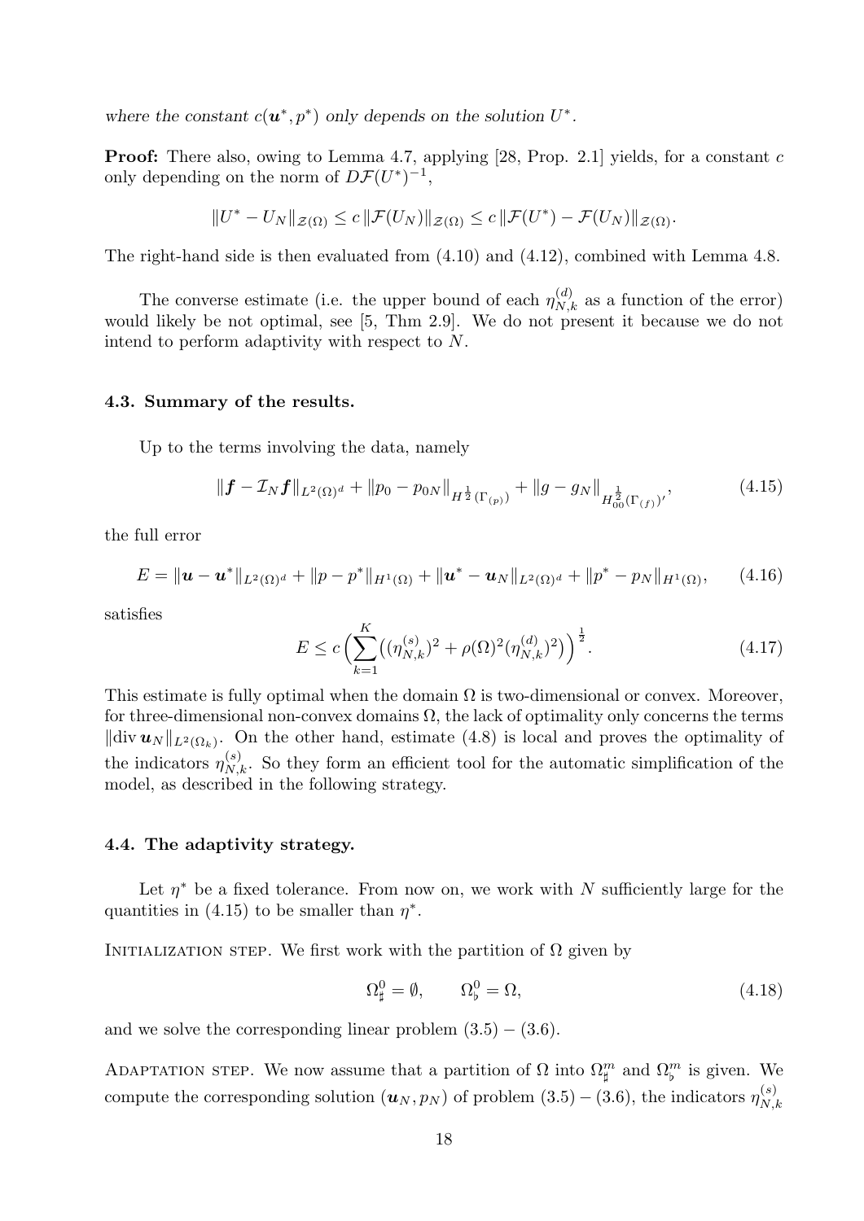*where the constant $c(\boldsymbol{u}^*, p^*)$ only depends on the solution $U^*$.*

**Proof:** There also, owing to Lemma 4.7, applying [28, Prop. 2.1] yields, for a constant $c$ only depending on the norm of $D\mathcal{F}(U^*)^{-1}$,

$$\|U^* - U_N\|_{\mathcal{Z}(\Omega)} \le c\,\|\mathcal{F}(U_N)\|_{\mathcal{Z}(\Omega)} \le c\,\|\mathcal{F}(U^*) - \mathcal{F}(U_N)\|_{\mathcal{Z}(\Omega)}.$$

The right-hand side is then evaluated from (4.10) and (4.12), combined with Lemma 4.8.

The converse estimate (i.e. the upper bound of each $\eta_{N,k}^{(d)}$ as a function of the error) would likely be not optimal, see [5, Thm 2.9]. We do not present it because we do not intend to perform adaptivity with respect to $N$.

### 4.3. Summary of the results.

Up to the terms involving the data, namely

$$\|\boldsymbol{f} - \mathcal{I}_N \boldsymbol{f}\|_{L^2(\Omega)^d} + \|p_0 - p_{0N}\|_{H^{\frac{1}{2}}(\Gamma_{(p)})} + \|g - g_N\|_{H_{00}^{\frac{1}{2}}(\Gamma_{(f)})'}, \tag{4.15}$$

the full error

$$E = \|\boldsymbol{u} - \boldsymbol{u}^*\|_{L^2(\Omega)^d} + \|p - p^*\|_{H^1(\Omega)} + \|\boldsymbol{u}^* - \boldsymbol{u}_N\|_{L^2(\Omega)^d} + \|p^* - p_N\|_{H^1(\Omega)}, \tag{4.16}$$

satisfies

$$E \le c\Big(\sum_{k=1}^{K}\big((\eta_{N,k}^{(s)})^2 + \rho(\Omega)^2(\eta_{N,k}^{(d)})^2\big)\Big)^{\frac{1}{2}}. \tag{4.17}$$

This estimate is fully optimal when the domain $\Omega$ is two-dimensional or convex. Moreover, for three-dimensional non-convex domains $\Omega$, the lack of optimality only concerns the terms $\|\mathrm{div}\,\boldsymbol{u}_N\|_{L^2(\Omega_k)}$. On the other hand, estimate (4.8) is local and proves the optimality of the indicators $\eta_{N,k}^{(s)}$. So they form an efficient tool for the automatic simplification of the model, as described in the following strategy.

### 4.4. The adaptivity strategy.

Let $\eta^*$ be a fixed tolerance. From now on, we work with $N$ sufficiently large for the quantities in (4.15) to be smaller than $\eta^*$.

Initialization step. We first work with the partition of $\Omega$ given by

$$\Omega_\sharp^0 = \emptyset, \qquad \Omega_\flat^0 = \Omega, \tag{4.18}$$

and we solve the corresponding linear problem (3.5) – (3.6).

Adaptation step. We now assume that a partition of $\Omega$ into $\Omega_\sharp^m$ and $\Omega_\flat^m$ is given. We compute the corresponding solution $(\boldsymbol{u}_N, p_N)$ of problem (3.5) – (3.6), the indicators $\eta_{N,k}^{(s)}$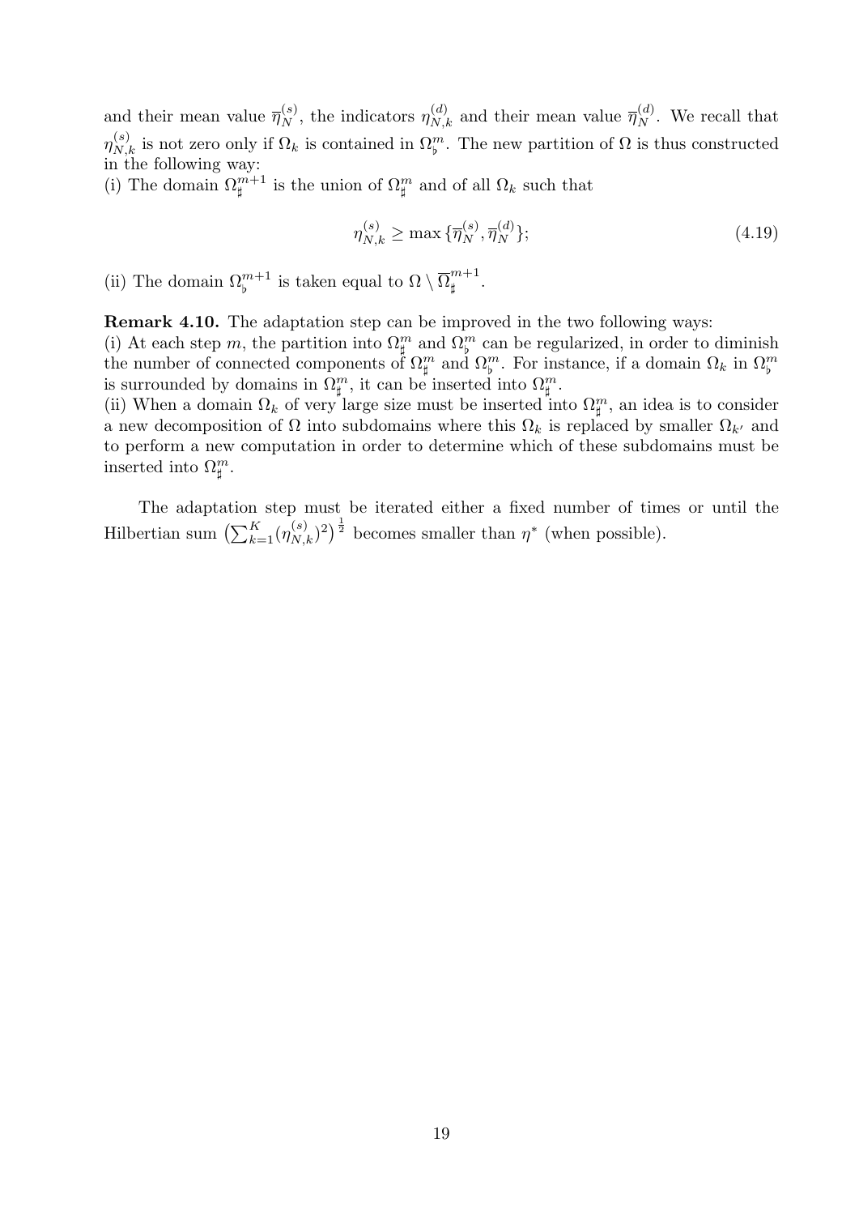and their mean value $\overline{\eta}_N^{(s)}$, the indicators $\eta_{N,k}^{(d)}$ and their mean value $\overline{\eta}_N^{(d)}$. We recall that $\eta_{N,k}^{(s)}$ is not zero only if $\Omega_k$ is contained in $\Omega_\flat^m$. The new partition of $\Omega$ is thus constructed in the following way:
(i) The domain $\Omega_\sharp^{m+1}$ is the union of $\Omega_\sharp^m$ and of all $\Omega_k$ such that

$$\eta_{N,k}^{(s)} \geq \max\{\overline{\eta}_N^{(s)}, \overline{\eta}_N^{(d)}\}; \tag{4.19}$$

(ii) The domain $\Omega_\flat^{m+1}$ is taken equal to $\Omega \setminus \overline{\Omega}_\sharp^{m+1}$.

**Remark 4.10.** The adaptation step can be improved in the two following ways:
(i) At each step $m$, the partition into $\Omega_\sharp^m$ and $\Omega_\flat^m$ can be regularized, in order to diminish the number of connected components of $\Omega_\sharp^m$ and $\Omega_\flat^m$. For instance, if a domain $\Omega_k$ in $\Omega_\flat^m$ is surrounded by domains in $\Omega_\sharp^m$, it can be inserted into $\Omega_\sharp^m$.
(ii) When a domain $\Omega_k$ of very large size must be inserted into $\Omega_\sharp^m$, an idea is to consider a new decomposition of $\Omega$ into subdomains where this $\Omega_k$ is replaced by smaller $\Omega_{k'}$ and to perform a new computation in order to determine which of these subdomains must be inserted into $\Omega_\sharp^m$.

The adaptation step must be iterated either a fixed number of times or until the Hilbertian sum $\big(\sum_{k=1}^K (\eta_{N,k}^{(s)})^2\big)^{\frac{1}{2}}$ becomes smaller than $\eta^*$ (when possible).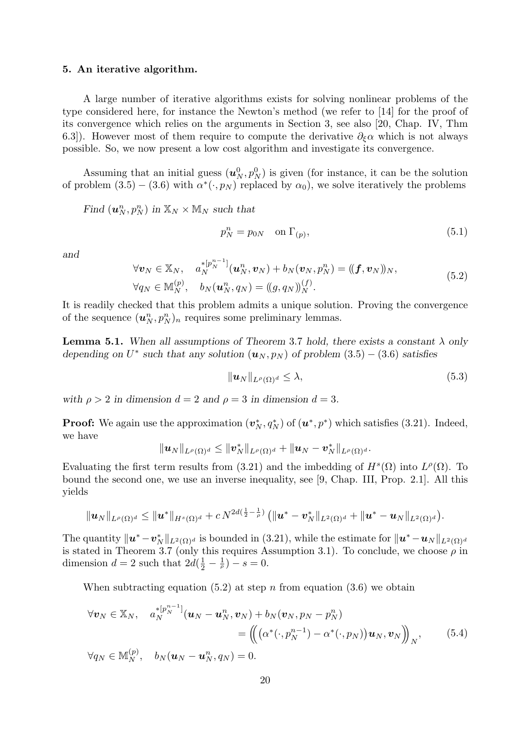## 5. An iterative algorithm.

A large number of iterative algorithms exists for solving nonlinear problems of the type considered here, for instance the Newton's method (we refer to [14] for the proof of its convergence which relies on the arguments in Section 3, see also [20, Chap. IV, Thm 6.3]). However most of them require to compute the derivative $\partial_\xi \alpha$ which is not always possible. So, we now present a low cost algorithm and investigate its convergence.

Assuming that an initial guess $(\boldsymbol{u}_N^0, p_N^0)$ is given (for instance, it can be the solution of problem (3.5) – (3.6) with $\alpha^*(\cdot, p_N)$ replaced by $\alpha_0$), we solve iteratively the problems

*Find* $(\boldsymbol{u}_N^n, p_N^n)$ *in* $\mathbb{X}_N \times \mathbb{M}_N$ *such that*

$$p_N^n = p_{0N} \quad \text{on } \Gamma_{(p)}, \tag{5.1}$$

*and*

$$\begin{aligned} &\forall \boldsymbol{v}_N \in \mathbb{X}_N, \quad a_N^{*[p_N^{n-1}]}(\boldsymbol{u}_N^n, \boldsymbol{v}_N) + b_N(\boldsymbol{v}_N, p_N^n) = (\!(\boldsymbol{f}, \boldsymbol{v}_N)\!)_N, \\ &\forall q_N \in \mathbb{M}_N^{(p)}, \quad b_N(\boldsymbol{u}_N^n, q_N) = (\!(g, q_N)\!)_N^{(f)}. \end{aligned} \tag{5.2}$$

It is readily checked that this problem admits a unique solution. Proving the convergence of the sequence $(\boldsymbol{u}_N^n, p_N^n)_n$ requires some preliminary lemmas.

**Lemma 5.1.** *When all assumptions of Theorem 3.7 hold, there exists a constant $\lambda$ only depending on $U^*$ such that any solution $(\boldsymbol{u}_N, p_N)$ of problem (3.5) – (3.6) satisfies*

$$\|\boldsymbol{u}_N\|_{L^\rho(\Omega)^d} \leq \lambda, \tag{5.3}$$

*with $\rho > 2$ in dimension $d = 2$ and $\rho = 3$ in dimension $d = 3$.*

**Proof:** We again use the approximation $(\boldsymbol{v}_N^*, q_N^*)$ of $(\boldsymbol{u}^*, p^*)$ which satisfies (3.21). Indeed, we have

$$\|\boldsymbol{u}_N\|_{L^\rho(\Omega)^d} \leq \|\boldsymbol{v}_N^*\|_{L^\rho(\Omega)^d} + \|\boldsymbol{u}_N - \boldsymbol{v}_N^*\|_{L^\rho(\Omega)^d}.$$

Evaluating the first term results from (3.21) and the imbedding of $H^s(\Omega)$ into $L^\rho(\Omega)$. To bound the second one, we use an inverse inequality, see [9, Chap. III, Prop. 2.1]. All this yields

$$\|\boldsymbol{u}_N\|_{L^\rho(\Omega)^d} \leq \|\boldsymbol{u}^*\|_{H^s(\Omega)^d} + c\, N^{2d(\frac{1}{2}-\frac{1}{\rho})} \big( \|\boldsymbol{u}^* - \boldsymbol{v}_N^*\|_{L^2(\Omega)^d} + \|\boldsymbol{u}^* - \boldsymbol{u}_N\|_{L^2(\Omega)^d} \big).$$

The quantity $\|\boldsymbol{u}^* - \boldsymbol{v}_N^*\|_{L^2(\Omega)^d}$ is bounded in (3.21), while the estimate for $\|\boldsymbol{u}^* - \boldsymbol{u}_N\|_{L^2(\Omega)^d}$ is stated in Theorem 3.7 (only this requires Assumption 3.1). To conclude, we choose $\rho$ in dimension $d = 2$ such that $2d(\frac{1}{2} - \frac{1}{\rho}) - s = 0$.

When subtracting equation (5.2) at step $n$ from equation (3.6) we obtain

$$\begin{aligned} \forall \boldsymbol{v}_N \in \mathbb{X}_N, \quad & a_N^{*[p_N^{n-1}]}(\boldsymbol{u}_N - \boldsymbol{u}_N^n, \boldsymbol{v}_N) + b_N(\boldsymbol{v}_N, p_N - p_N^n) \\ &\qquad = \Big(\!\!\Big( \big(\alpha^*(\cdot, p_N^{n-1}) - \alpha^*(\cdot, p_N)\big)\boldsymbol{u}_N, \boldsymbol{v}_N \Big)\!\!\Big)_N, \\ \forall q_N \in \mathbb{M}_N^{(p)}, \quad & b_N(\boldsymbol{u}_N - \boldsymbol{u}_N^n, q_N) = 0. \end{aligned} \tag{5.4}$$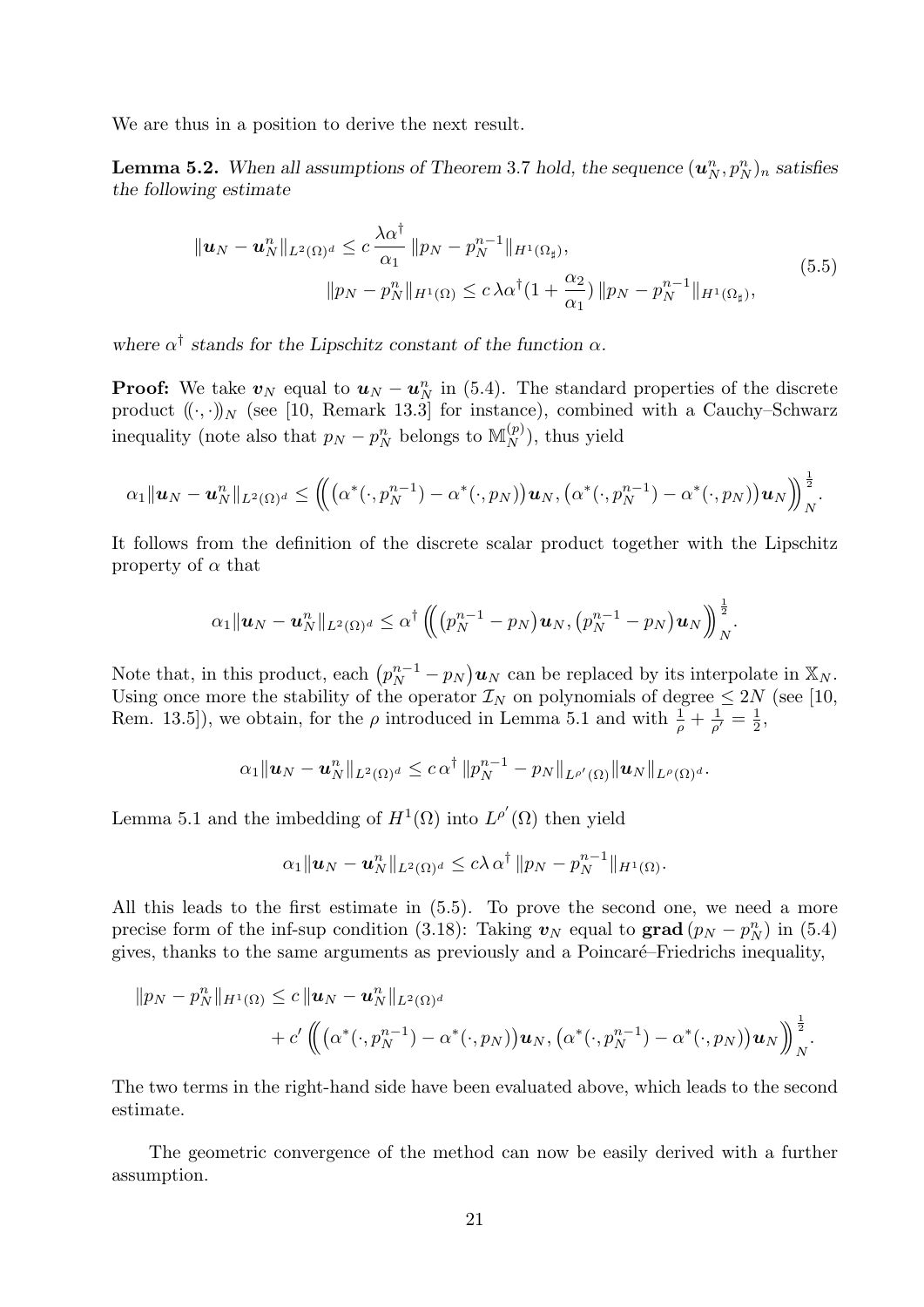We are thus in a position to derive the next result.

**Lemma 5.2.** *When all assumptions of Theorem 3.7 hold, the sequence $(\boldsymbol{u}_N^n, p_N^n)_n$ satisfies the following estimate*

$$
\begin{aligned}
\|\boldsymbol{u}_N - \boldsymbol{u}_N^n\|_{L^2(\Omega)^d} &\le c\,\frac{\lambda\alpha^\dagger}{\alpha_1}\,\|p_N - p_N^{n-1}\|_{H^1(\Omega_\sharp)},\\
\|p_N - p_N^n\|_{H^1(\Omega)} &\le c\,\lambda\alpha^\dagger\big(1+\frac{\alpha_2}{\alpha_1}\big)\,\|p_N - p_N^{n-1}\|_{H^1(\Omega_\sharp)},
\end{aligned}
\tag{5.5}
$$

*where $\alpha^\dagger$ stands for the Lipschitz constant of the function $\alpha$.*

**Proof:** We take $\boldsymbol{v}_N$ equal to $\boldsymbol{u}_N - \boldsymbol{u}_N^n$ in (5.4). The standard properties of the discrete product $(\!(\cdot,\cdot)\!)_N$ (see [10, Remark 13.3] for instance), combined with a Cauchy–Schwarz inequality (note also that $p_N - p_N^n$ belongs to $\mathbb{M}_N^{(p)}$), thus yield

$$
\alpha_1\|\boldsymbol{u}_N - \boldsymbol{u}_N^n\|_{L^2(\Omega)^d} \le \Big(\!\!\Big(\big(\alpha^*(\cdot,p_N^{n-1}) - \alpha^*(\cdot,p_N)\big)\boldsymbol{u}_N, \big(\alpha^*(\cdot,p_N^{n-1}) - \alpha^*(\cdot,p_N)\big)\boldsymbol{u}_N\Big)\!\!\Big)_N^{\frac{1}{2}}.
$$

It follows from the definition of the discrete scalar product together with the Lipschitz property of $\alpha$ that

$$
\alpha_1\|\boldsymbol{u}_N - \boldsymbol{u}_N^n\|_{L^2(\Omega)^d} \le \alpha^\dagger\,\Big(\!\!\Big(\big(p_N^{n-1} - p_N\big)\boldsymbol{u}_N, \big(p_N^{n-1} - p_N\big)\boldsymbol{u}_N\Big)\!\!\Big)_N^{\frac{1}{2}}.
$$

Note that, in this product, each $\big(p_N^{n-1} - p_N\big)\boldsymbol{u}_N$ can be replaced by its interpolate in $\mathbb{X}_N$. Using once more the stability of the operator $\mathcal{I}_N$ on polynomials of degree $\le 2N$ (see [10, Rem. 13.5]), we obtain, for the $\rho$ introduced in Lemma 5.1 and with $\frac{1}{\rho} + \frac{1}{\rho'} = \frac{1}{2}$,

$$
\alpha_1\|\boldsymbol{u}_N - \boldsymbol{u}_N^n\|_{L^2(\Omega)^d} \le c\,\alpha^\dagger\,\|p_N^{n-1} - p_N\|_{L^{\rho'}(\Omega)}\|\boldsymbol{u}_N\|_{L^\rho(\Omega)^d}.
$$

Lemma 5.1 and the imbedding of $H^1(\Omega)$ into $L^{\rho'}(\Omega)$ then yield

$$
\alpha_1\|\boldsymbol{u}_N - \boldsymbol{u}_N^n\|_{L^2(\Omega)^d} \le c\lambda\,\alpha^\dagger\,\|p_N - p_N^{n-1}\|_{H^1(\Omega)}.
$$

All this leads to the first estimate in (5.5). To prove the second one, we need a more precise form of the inf-sup condition (3.18): Taking $\boldsymbol{v}_N$ equal to $\mathbf{grad}\,(p_N - p_N^n)$ in (5.4) gives, thanks to the same arguments as previously and a Poincaré–Friedrichs inequality,

$$
\begin{aligned}
\|p_N - p_N^n\|_{H^1(\Omega)} \le{}& c\,\|\boldsymbol{u}_N - \boldsymbol{u}_N^n\|_{L^2(\Omega)^d}\\
&+ c'\,\Big(\!\!\Big(\big(\alpha^*(\cdot,p_N^{n-1}) - \alpha^*(\cdot,p_N)\big)\boldsymbol{u}_N, \big(\alpha^*(\cdot,p_N^{n-1}) - \alpha^*(\cdot,p_N)\big)\boldsymbol{u}_N\Big)\!\!\Big)_N^{\frac{1}{2}}.
\end{aligned}
$$

The two terms in the right-hand side have been evaluated above, which leads to the second estimate.

The geometric convergence of the method can now be easily derived with a further assumption.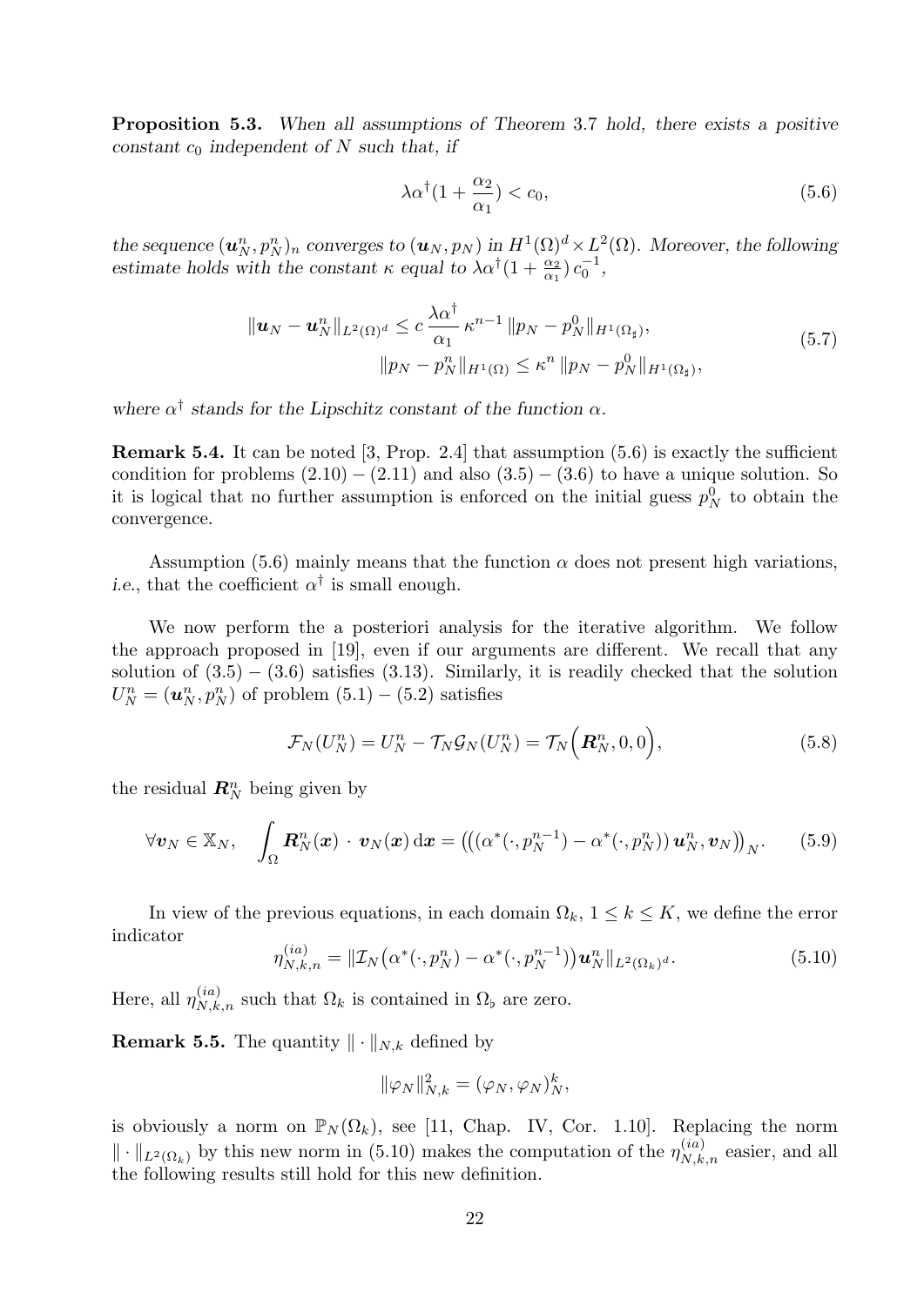**Proposition 5.3.** *When all assumptions of Theorem 3.7 hold, there exists a positive constant $c_0$ independent of $N$ such that, if*

$$\lambda\alpha^\dagger(1+\frac{\alpha_2}{\alpha_1}) < c_0, \tag{5.6}$$

*the sequence $(\boldsymbol{u}_N^n, p_N^n)_n$ converges to $(\boldsymbol{u}_N, p_N)$ in $H^1(\Omega)^d \times L^2(\Omega)$. Moreover, the following estimate holds with the constant $\kappa$ equal to $\lambda\alpha^\dagger(1+\frac{\alpha_2}{\alpha_1})\, c_0^{-1}$,*

$$\begin{aligned}\|\boldsymbol{u}_N - \boldsymbol{u}_N^n\|_{L^2(\Omega)^d} &\le c\,\frac{\lambda\alpha^\dagger}{\alpha_1}\,\kappa^{n-1}\,\|p_N - p_N^0\|_{H^1(\Omega_\sharp)},\\ \|p_N - p_N^n\|_{H^1(\Omega)} &\le \kappa^n\,\|p_N - p_N^0\|_{H^1(\Omega_\sharp)},\end{aligned} \tag{5.7}$$

*where $\alpha^\dagger$ stands for the Lipschitz constant of the function $\alpha$.*

**Remark 5.4.** It can be noted [3, Prop. 2.4] that assumption (5.6) is exactly the sufficient condition for problems (2.10) – (2.11) and also (3.5) – (3.6) to have a unique solution. So it is logical that no further assumption is enforced on the initial guess $p_N^0$ to obtain the convergence.

Assumption (5.6) mainly means that the function $\alpha$ does not present high variations, *i.e.*, that the coefficient $\alpha^\dagger$ is small enough.

We now perform the a posteriori analysis for the iterative algorithm. We follow the approach proposed in [19], even if our arguments are different. We recall that any solution of (3.5) – (3.6) satisfies (3.13). Similarly, it is readily checked that the solution $U_N^n = (\boldsymbol{u}_N^n, p_N^n)$ of problem (5.1) – (5.2) satisfies

$$\mathcal{F}_N(U_N^n) = U_N^n - \mathcal{T}_N\mathcal{G}_N(U_N^n) = \mathcal{T}_N\Big(\boldsymbol{R}_N^n, 0, 0\Big), \tag{5.8}$$

the residual $\boldsymbol{R}_N^n$ being given by

$$\forall \boldsymbol{v}_N \in \mathbb{X}_N, \quad \int_\Omega \boldsymbol{R}_N^n(\boldsymbol{x})\,\cdot\,\boldsymbol{v}_N(\boldsymbol{x})\,\mathrm{d}\boldsymbol{x} = \big(\big(\alpha^*(\cdot,p_N^{n-1}) - \alpha^*(\cdot,p_N^n)\big)\,\boldsymbol{u}_N^n, \boldsymbol{v}_N\big)\big)_N. \tag{5.9}$$

In view of the previous equations, in each domain $\Omega_k$, $1 \le k \le K$, we define the error indicator

$$\eta_{N,k,n}^{(ia)} = \|\mathcal{I}_N\big(\alpha^*(\cdot,p_N^n) - \alpha^*(\cdot,p_N^{n-1})\big)\boldsymbol{u}_N^n\|_{L^2(\Omega_k)^d}. \tag{5.10}$$

Here, all $\eta_{N,k,n}^{(ia)}$ such that $\Omega_k$ is contained in $\Omega_\flat$ are zero.

**Remark 5.5.** The quantity $\|\cdot\|_{N,k}$ defined by

$$\|\varphi_N\|_{N,k}^2 = (\varphi_N, \varphi_N)_N^k,$$

is obviously a norm on $\mathbb{P}_N(\Omega_k)$, see [11, Chap. IV, Cor. 1.10]. Replacing the norm $\|\cdot\|_{L^2(\Omega_k)}$ by this new norm in (5.10) makes the computation of the $\eta_{N,k,n}^{(ia)}$ easier, and all the following results still hold for this new definition.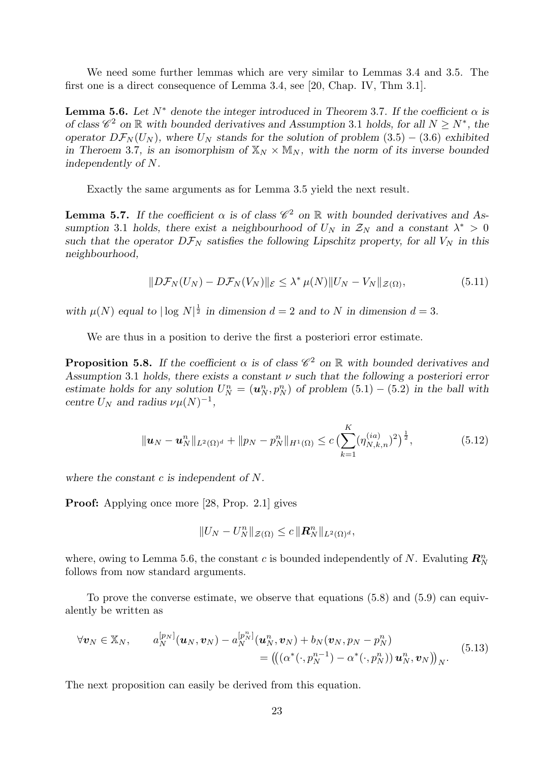We need some further lemmas which are very similar to Lemmas 3.4 and 3.5. The first one is a direct consequence of Lemma 3.4, see [20, Chap. IV, Thm 3.1].

**Lemma 5.6.** *Let $N^*$ denote the integer introduced in Theorem 3.7. If the coefficient $\alpha$ is of class $\mathscr{C}^2$ on $\mathbb{R}$ with bounded derivatives and Assumption 3.1 holds, for all $N \geq N^*$, the operator $D\mathcal{F}_N(U_N)$, where $U_N$ stands for the solution of problem (3.5) – (3.6) exhibited in Theroem 3.7, is an isomorphism of $\mathbb{X}_N \times \mathbb{M}_N$, with the norm of its inverse bounded independently of $N$.*

Exactly the same arguments as for Lemma 3.5 yield the next result.

**Lemma 5.7.** *If the coefficient $\alpha$ is of class $\mathscr{C}^2$ on $\mathbb{R}$ with bounded derivatives and Assumption 3.1 holds, there exist a neighbourhood of $U_N$ in $\mathcal{Z}_N$ and a constant $\lambda^* > 0$ such that the operator $D\mathcal{F}_N$ satisfies the following Lipschitz property, for all $V_N$ in this neighbourhood,*

$$\|D\mathcal{F}_N(U_N) - D\mathcal{F}_N(V_N)\|_{\mathcal{E}} \leq \lambda^* \, \mu(N) \|U_N - V_N\|_{\mathcal{Z}(\Omega)}, \tag{5.11}$$

*with $\mu(N)$ equal to $|\log N|^{\frac{1}{2}}$ in dimension $d = 2$ and to $N$ in dimension $d = 3$.*

We are thus in a position to derive the first a posteriori error estimate.

**Proposition 5.8.** *If the coefficient $\alpha$ is of class $\mathscr{C}^2$ on $\mathbb{R}$ with bounded derivatives and Assumption 3.1 holds, there exists a constant $\nu$ such that the following a posteriori error estimate holds for any solution $U_N^n = (\boldsymbol{u}_N^n, p_N^n)$ of problem (5.1) – (5.2) in the ball with centre $U_N$ and radius $\nu\mu(N)^{-1}$,*

$$\|\boldsymbol{u}_N - \boldsymbol{u}_N^n\|_{L^2(\Omega)^d} + \|p_N - p_N^n\|_{H^1(\Omega)} \leq c \,\big(\sum_{k=1}^{K} (\eta_{N,k,n}^{(ia)})^2\big)^{\frac{1}{2}}, \tag{5.12}$$

*where the constant $c$ is independent of $N$.*

**Proof:** Applying once more [28, Prop. 2.1] gives

$$\|U_N - U_N^n\|_{\mathcal{Z}(\Omega)} \leq c \, \|\boldsymbol{R}_N^n\|_{L^2(\Omega)^d},$$

where, owing to Lemma 5.6, the constant $c$ is bounded independently of $N$. Evaluting $\boldsymbol{R}_N^n$ follows from now standard arguments.

To prove the converse estimate, we observe that equations (5.8) and (5.9) can equivalently be written as

$$\begin{aligned}\forall \boldsymbol{v}_N \in \mathbb{X}_N, \qquad a_N^{[p_N]}(\boldsymbol{u}_N, \boldsymbol{v}_N) - a_N^{[p_N^n]}(\boldsymbol{u}_N^n, \boldsymbol{v}_N) + b_N(\boldsymbol{v}_N, p_N - p_N^n) \\ = \big(\big((\alpha^*(\cdot, p_N^{n-1}) - \alpha^*(\cdot, p_N^n))\, \boldsymbol{u}_N^n, \boldsymbol{v}_N\big)\big)_N.\end{aligned} \tag{5.13}$$

The next proposition can easily be derived from this equation.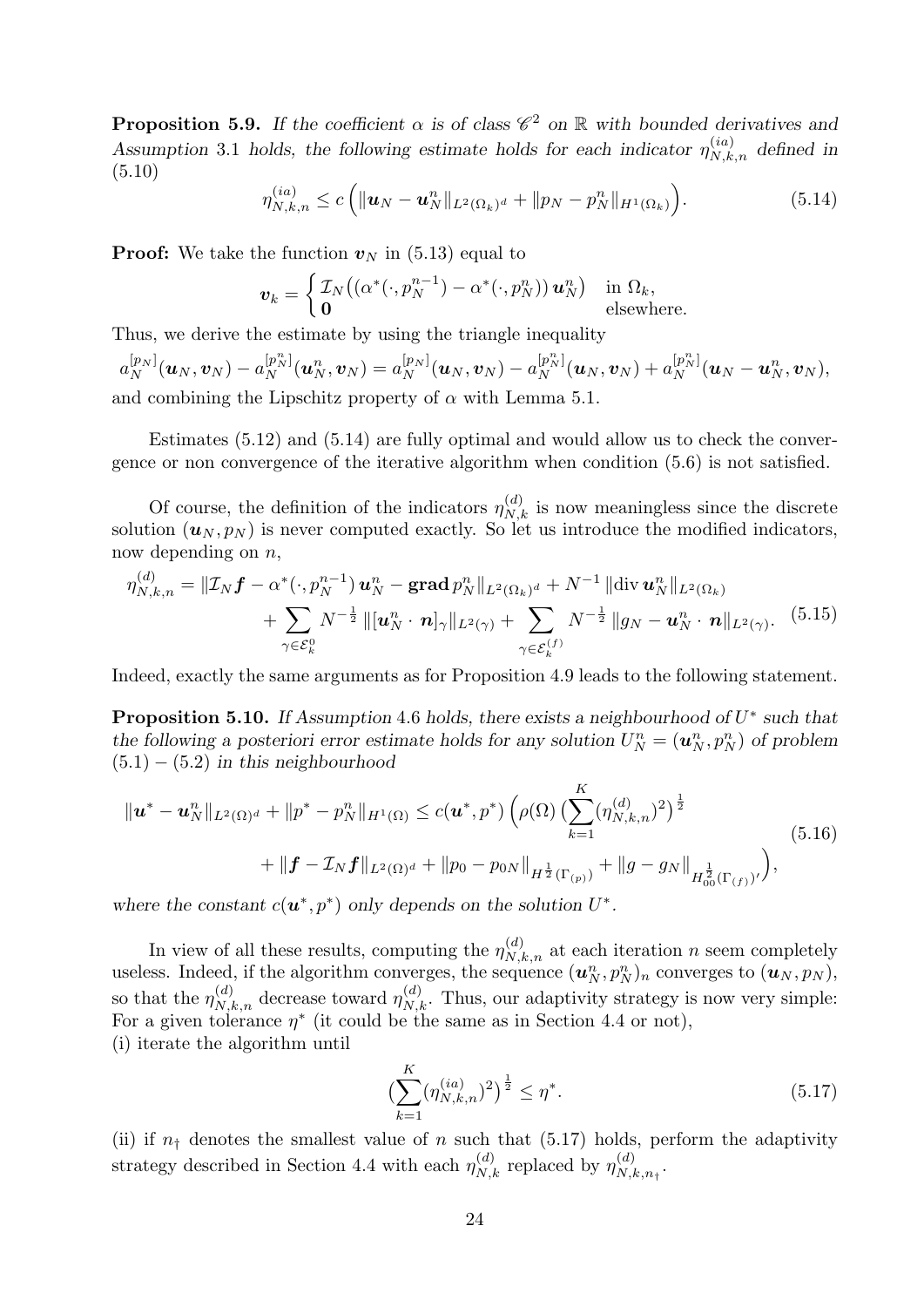**Proposition 5.9.** *If the coefficient $\alpha$ is of class $\mathscr{C}^2$ on $\mathbb{R}$ with bounded derivatives and Assumption 3.1 holds, the following estimate holds for each indicator $\eta^{(ia)}_{N,k,n}$ defined in (5.10)*

$$\eta^{(ia)}_{N,k,n} \le c\,\Big(\|\boldsymbol{u}_N - \boldsymbol{u}_N^n\|_{L^2(\Omega_k)^d} + \|p_N - p_N^n\|_{H^1(\Omega_k)}\Big). \tag{5.14}$$

**Proof:** We take the function $\boldsymbol{v}_N$ in (5.13) equal to

$$\boldsymbol{v}_k = \begin{cases} \mathcal{I}_N\big((\alpha^*(\cdot, p_N^{n-1}) - \alpha^*(\cdot, p_N^n))\,\boldsymbol{u}_N^n\big) & \text{in } \Omega_k, \\ \boldsymbol{0} & \text{elsewhere.} \end{cases}$$

Thus, we derive the estimate by using the triangle inequality

$$a_N^{[p_N]}(\boldsymbol{u}_N, \boldsymbol{v}_N) - a_N^{[p_N^n]}(\boldsymbol{u}_N^n, \boldsymbol{v}_N) = a_N^{[p_N]}(\boldsymbol{u}_N, \boldsymbol{v}_N) - a_N^{[p_N^n]}(\boldsymbol{u}_N, \boldsymbol{v}_N) + a_N^{[p_N^n]}(\boldsymbol{u}_N - \boldsymbol{u}_N^n, \boldsymbol{v}_N),$$

and combining the Lipschitz property of $\alpha$ with Lemma 5.1.

Estimates (5.12) and (5.14) are fully optimal and would allow us to check the convergence or non convergence of the iterative algorithm when condition (5.6) is not satisfied.

Of course, the definition of the indicators $\eta^{(d)}_{N,k}$ is now meaningless since the discrete solution $(\boldsymbol{u}_N, p_N)$ is never computed exactly. So let us introduce the modified indicators, now depending on $n$,

$$\begin{aligned} \eta^{(d)}_{N,k,n} = {}& \|\mathcal{I}_N \boldsymbol{f} - \alpha^*(\cdot, p_N^{n-1})\,\boldsymbol{u}_N^n - \mathbf{grad}\, p_N^n\|_{L^2(\Omega_k)^d} + N^{-1}\,\|\mathrm{div}\,\boldsymbol{u}_N^n\|_{L^2(\Omega_k)} \\ & + \sum_{\gamma \in \mathcal{E}_k^0} N^{-\frac{1}{2}}\,\|[\boldsymbol{u}_N^n \cdot \boldsymbol{n}]_\gamma\|_{L^2(\gamma)} + \sum_{\gamma \in \mathcal{E}_k^{(f)}} N^{-\frac{1}{2}}\,\|g_N - \boldsymbol{u}_N^n \cdot \boldsymbol{n}\|_{L^2(\gamma)}. \end{aligned} \tag{5.15}$$

Indeed, exactly the same arguments as for Proposition 4.9 leads to the following statement.

**Proposition 5.10.** *If Assumption 4.6 holds, there exists a neighbourhood of $U^*$ such that the following a posteriori error estimate holds for any solution $U_N^n = (\boldsymbol{u}_N^n, p_N^n)$ of problem (5.1) – (5.2) in this neighbourhood*

$$\begin{aligned} \|\boldsymbol{u}^* - \boldsymbol{u}_N^n\|_{L^2(\Omega)^d} + \|p^* - p_N^n\|_{H^1(\Omega)} \le c(\boldsymbol{u}^*, p^*)\,\Big(& \rho(\Omega)\,\big(\sum_{k=1}^K (\eta^{(d)}_{N,k,n})^2\big)^{\frac{1}{2}} \\ & + \|\boldsymbol{f} - \mathcal{I}_N \boldsymbol{f}\|_{L^2(\Omega)^d} + \|p_0 - p_{0N}\|_{H^{\frac{1}{2}}(\Gamma_{(p)})} + \|g - g_N\|_{H_{00}^{\frac{1}{2}}(\Gamma_{(f)})'}\Big), \end{aligned} \tag{5.16}$$

*where the constant $c(\boldsymbol{u}^*, p^*)$ only depends on the solution $U^*$.*

In view of all these results, computing the $\eta^{(d)}_{N,k,n}$ at each iteration $n$ seem completely useless. Indeed, if the algorithm converges, the sequence $(\boldsymbol{u}_N^n, p_N^n)_n$ converges to $(\boldsymbol{u}_N, p_N)$, so that the $\eta^{(d)}_{N,k,n}$ decrease toward $\eta^{(d)}_{N,k}$. Thus, our adaptivity strategy is now very simple: For a given tolerance $\eta^*$ (it could be the same as in Section 4.4 or not),

(i) iterate the algorithm until

$$\big(\sum_{k=1}^K (\eta^{(ia)}_{N,k,n})^2\big)^{\frac{1}{2}} \le \eta^*. \tag{5.17}$$

(ii) if $n_\dagger$ denotes the smallest value of $n$ such that (5.17) holds, perform the adaptivity strategy described in Section 4.4 with each $\eta^{(d)}_{N,k}$ replaced by $\eta^{(d)}_{N,k,n_\dagger}$.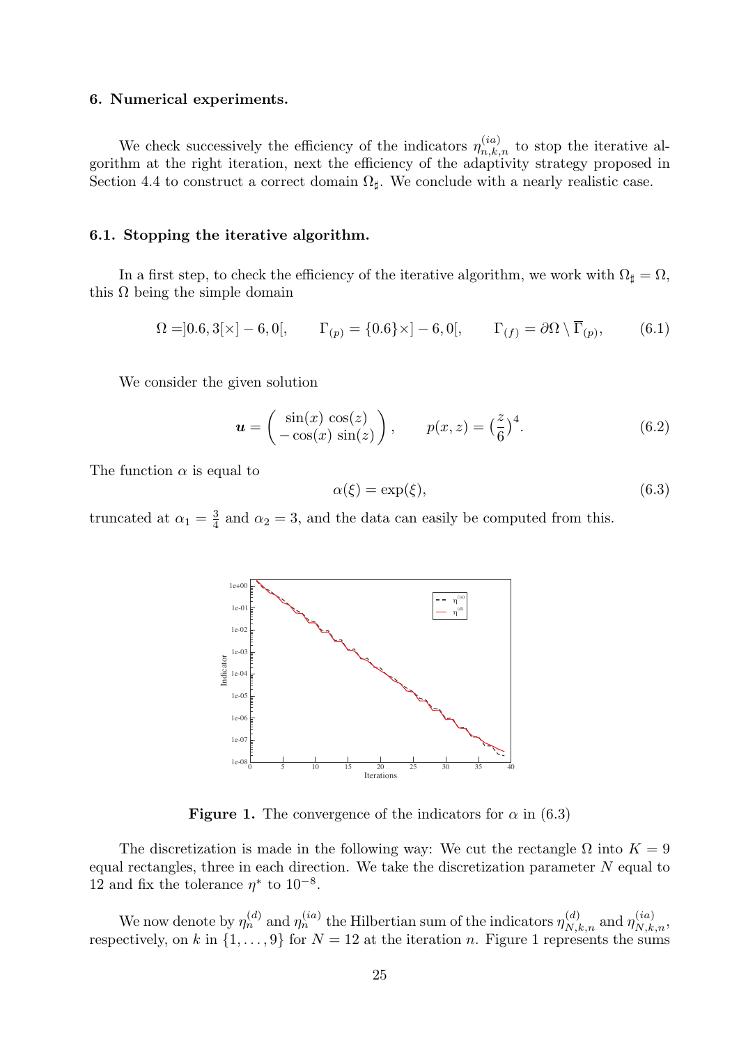## 6. Numerical experiments.

We check successively the efficiency of the indicators $\eta_{n,k,n}^{(ia)}$ to stop the iterative algorithm at the right iteration, next the efficiency of the adaptivity strategy proposed in Section 4.4 to construct a correct domain $\Omega_\sharp$. We conclude with a nearly realistic case.

### 6.1. Stopping the iterative algorithm.

In a first step, to check the efficiency of the iterative algorithm, we work with $\Omega_\sharp = \Omega$, this $\Omega$ being the simple domain

$$\Omega = ]0.6, 3[\times] - 6, 0[, \qquad \Gamma_{(p)} = \{0.6\}\times] - 6, 0[, \qquad \Gamma_{(f)} = \partial\Omega \setminus \overline{\Gamma}_{(p)}, \tag{6.1}$$

We consider the given solution

$$\boldsymbol{u} = \begin{pmatrix} \sin(x)\,\cos(z) \\ -\cos(x)\,\sin(z) \end{pmatrix}, \qquad p(x,z) = \big(\frac{z}{6}\big)^4. \tag{6.2}$$

The function $\alpha$ is equal to

$$\alpha(\xi) = \exp(\xi), \tag{6.3}$$

truncated at $\alpha_1 = \frac{3}{4}$ and $\alpha_2 = 3$, and the data can easily be computed from this.

**Figure 1.** The convergence of the indicators for $\alpha$ in (6.3)

The discretization is made in the following way: We cut the rectangle $\Omega$ into $K = 9$ equal rectangles, three in each direction. We take the discretization parameter $N$ equal to 12 and fix the tolerance $\eta^*$ to $10^{-8}$.

We now denote by $\eta_n^{(d)}$ and $\eta_n^{(ia)}$ the Hilbertian sum of the indicators $\eta_{N,k,n}^{(d)}$ and $\eta_{N,k,n}^{(ia)}$, respectively, on $k$ in $\{1, \dots, 9\}$ for $N = 12$ at the iteration $n$. Figure 1 represents the sums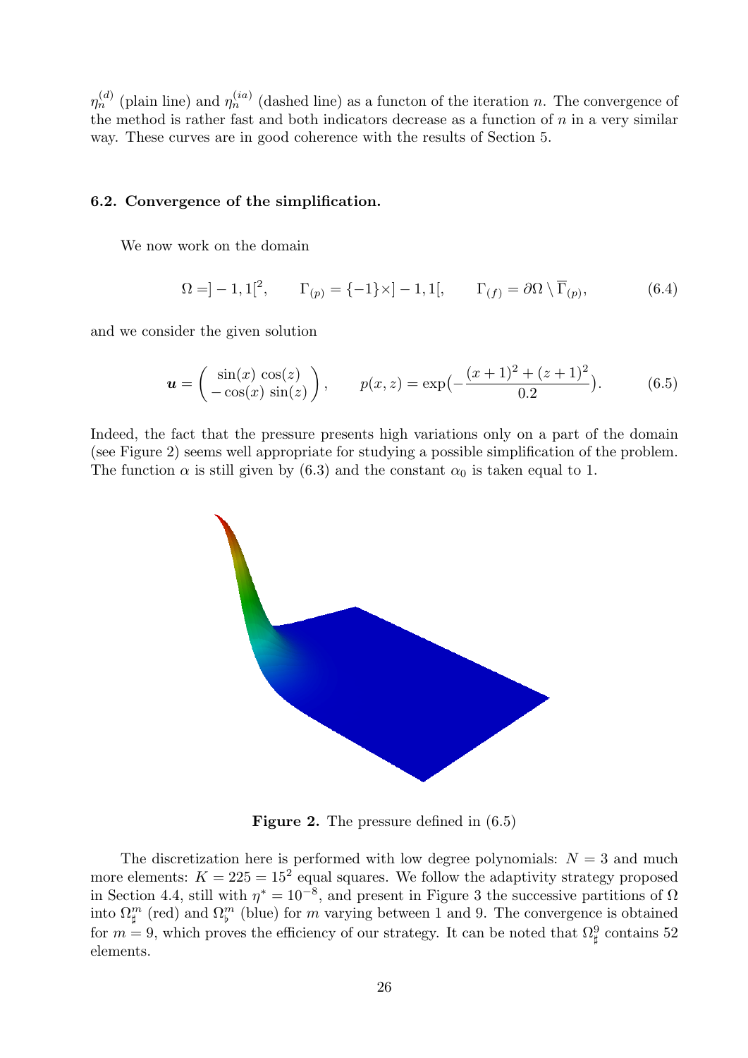$\eta_n^{(d)}$ (plain line) and $\eta_n^{(ia)}$ (dashed line) as a functon of the iteration $n$. The convergence of the method is rather fast and both indicators decrease as a function of $n$ in a very similar way. These curves are in good coherence with the results of Section 5.

**6.2. Convergence of the simplification.**

We now work on the domain

$$\Omega = ]-1,1[^2, \qquad \Gamma_{(p)} = \{-1\}\times]-1,1[, \qquad \Gamma_{(f)} = \partial\Omega \setminus \overline{\Gamma}_{(p)}, \tag{6.4}$$

and we consider the given solution

$$\boldsymbol{u} = \begin{pmatrix} \sin(x)\,\cos(z) \\ -\cos(x)\,\sin(z) \end{pmatrix}, \qquad p(x,z) = \exp\bigl(-\frac{(x+1)^2 + (z+1)^2}{0.2}\bigr). \tag{6.5}$$

Indeed, the fact that the pressure presents high variations only on a part of the domain (see Figure 2) seems well appropriate for studying a possible simplification of the problem. The function $\alpha$ is still given by (6.3) and the constant $\alpha_0$ is taken equal to 1.

**Figure 2.** The pressure defined in (6.5)

The discretization here is performed with low degree polynomials: $N = 3$ and much more elements: $K = 225 = 15^2$ equal squares. We follow the adaptivity strategy proposed in Section 4.4, still with $\eta^* = 10^{-8}$, and present in Figure 3 the successive partitions of $\Omega$ into $\Omega_\sharp^m$ (red) and $\Omega_\flat^m$ (blue) for $m$ varying between 1 and 9. The convergence is obtained for $m = 9$, which proves the efficiency of our strategy. It can be noted that $\Omega_\sharp^9$ contains 52 elements.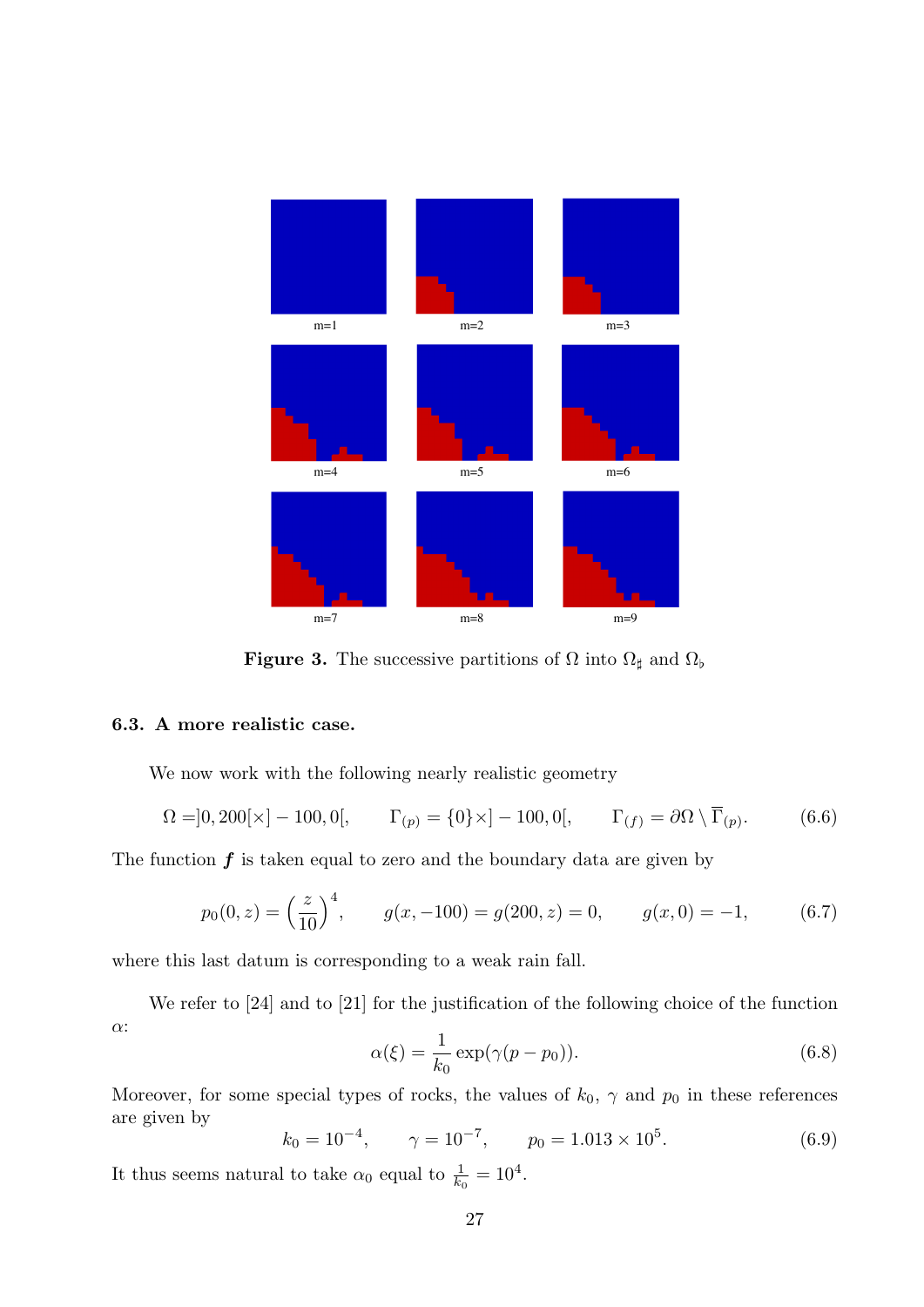m=1 m=2 m=3

m=4 m=5 m=6

m=7 m=8 m=9

**Figure 3.** The successive partitions of $\Omega$ into $\Omega_\sharp$ and $\Omega_\flat$

### 6.3. A more realistic case.

We now work with the following nearly realistic geometry

$$\Omega = ]0, 200[\times] - 100, 0[, \qquad \Gamma_{(p)} = \{0\}\times] - 100, 0[, \qquad \Gamma_{(f)} = \partial\Omega \setminus \overline{\Gamma}_{(p)}. \tag{6.6}$$

The function $\boldsymbol{f}$ is taken equal to zero and the boundary data are given by

$$p_0(0, z) = \left(\frac{z}{10}\right)^4, \qquad g(x, -100) = g(200, z) = 0, \qquad g(x, 0) = -1, \tag{6.7}$$

where this last datum is corresponding to a weak rain fall.

We refer to [24] and to [21] for the justification of the following choice of the function $\alpha$:

$$\alpha(\xi) = \frac{1}{k_0} \exp(\gamma(p - p_0)). \tag{6.8}$$

Moreover, for some special types of rocks, the values of $k_0$, $\gamma$ and $p_0$ in these references are given by

$$k_0 = 10^{-4}, \qquad \gamma = 10^{-7}, \qquad p_0 = 1.013 \times 10^5. \tag{6.9}$$

It thus seems natural to take $\alpha_0$ equal to $\frac{1}{k_0} = 10^4$.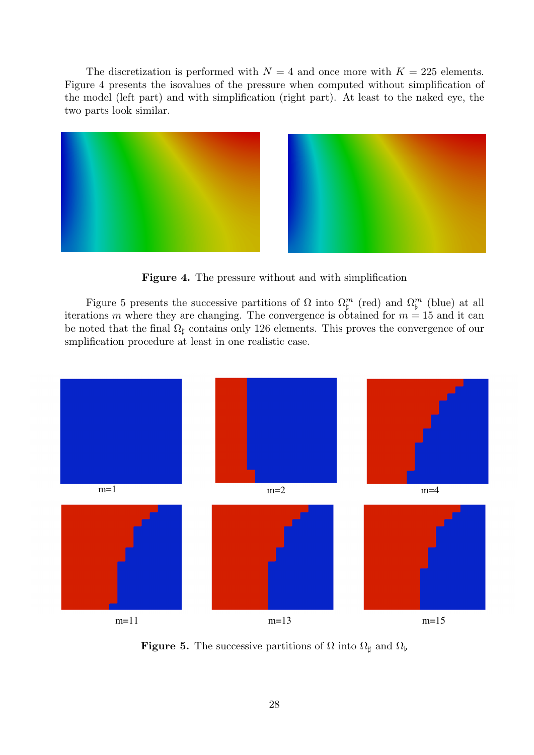The discretization is performed with $N = 4$ and once more with $K = 225$ elements. Figure 4 presents the isovalues of the pressure when computed without simplification of the model (left part) and with simplification (right part). At least to the naked eye, the two parts look similar.

**Figure 4.** The pressure without and with simplification

Figure 5 presents the successive partitions of $\Omega$ into $\Omega_\sharp^m$ (red) and $\Omega_\flat^m$ (blue) at all iterations $m$ where they are changing. The convergence is obtained for $m = 15$ and it can be noted that the final $\Omega_\sharp$ contains only 126 elements. This proves the convergence of our smplification procedure at least in one realistic case.

m=1 m=2 m=4

m=11 m=13 m=15

**Figure 5.** The successive partitions of $\Omega$ into $\Omega_\sharp$ and $\Omega_\flat$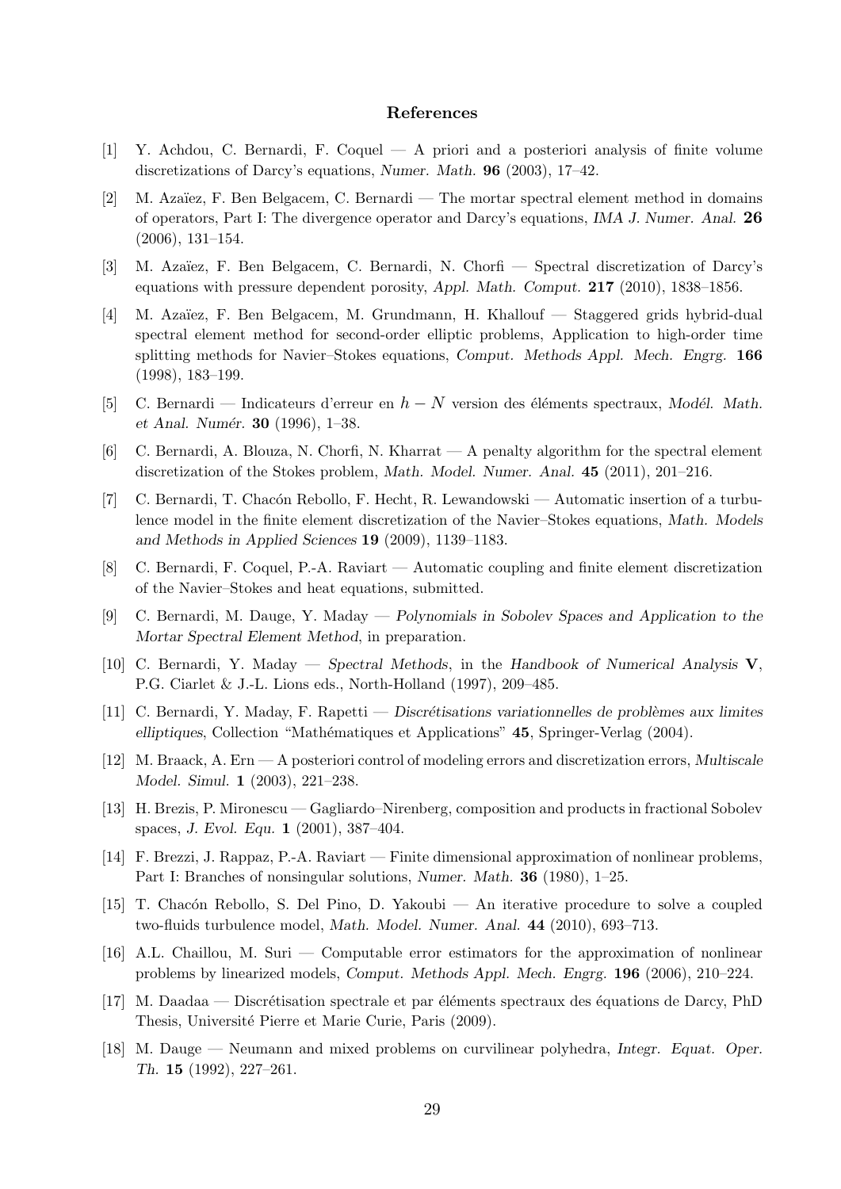## References

[1] Y. Achdou, C. Bernardi, F. Coquel — A priori and a posteriori analysis of finite volume discretizations of Darcy's equations, *Numer. Math.* **96** (2003), 17–42.

[2] M. Azaïez, F. Ben Belgacem, C. Bernardi — The mortar spectral element method in domains of operators, Part I: The divergence operator and Darcy's equations, *IMA J. Numer. Anal.* **26** (2006), 131–154.

[3] M. Azaïez, F. Ben Belgacem, C. Bernardi, N. Chorfi — Spectral discretization of Darcy's equations with pressure dependent porosity, *Appl. Math. Comput.* **217** (2010), 1838–1856.

[4] M. Azaïez, F. Ben Belgacem, M. Grundmann, H. Khallouf — Staggered grids hybrid-dual spectral element method for second-order elliptic problems, Application to high-order time splitting methods for Navier–Stokes equations, *Comput. Methods Appl. Mech. Engrg.* **166** (1998), 183–199.

[5] C. Bernardi — Indicateurs d'erreur en $h - N$ version des éléments spectraux, *Modél. Math. et Anal. Numér.* **30** (1996), 1–38.

[6] C. Bernardi, A. Blouza, N. Chorfi, N. Kharrat — A penalty algorithm for the spectral element discretization of the Stokes problem, *Math. Model. Numer. Anal.* **45** (2011), 201–216.

[7] C. Bernardi, T. Chacón Rebollo, F. Hecht, R. Lewandowski — Automatic insertion of a turbulence model in the finite element discretization of the Navier–Stokes equations, *Math. Models and Methods in Applied Sciences* **19** (2009), 1139–1183.

[8] C. Bernardi, F. Coquel, P.-A. Raviart — Automatic coupling and finite element discretization of the Navier–Stokes and heat equations, submitted.

[9] C. Bernardi, M. Dauge, Y. Maday — *Polynomials in Sobolev Spaces and Application to the Mortar Spectral Element Method*, in preparation.

[10] C. Bernardi, Y. Maday — *Spectral Methods*, in the *Handbook of Numerical Analysis* **V**, P.G. Ciarlet & J.-L. Lions eds., North-Holland (1997), 209–485.

[11] C. Bernardi, Y. Maday, F. Rapetti — *Discrétisations variationnelles de problèmes aux limites elliptiques*, Collection "Mathématiques et Applications" **45**, Springer-Verlag (2004).

[12] M. Braack, A. Ern — A posteriori control of modeling errors and discretization errors, *Multiscale Model. Simul.* **1** (2003), 221–238.

[13] H. Brezis, P. Mironescu — Gagliardo–Nirenberg, composition and products in fractional Sobolev spaces, *J. Evol. Equ.* **1** (2001), 387–404.

[14] F. Brezzi, J. Rappaz, P.-A. Raviart — Finite dimensional approximation of nonlinear problems, Part I: Branches of nonsingular solutions, *Numer. Math.* **36** (1980), 1–25.

[15] T. Chacón Rebollo, S. Del Pino, D. Yakoubi — An iterative procedure to solve a coupled two-fluids turbulence model, *Math. Model. Numer. Anal.* **44** (2010), 693–713.

[16] A.L. Chaillou, M. Suri — Computable error estimators for the approximation of nonlinear problems by linearized models, *Comput. Methods Appl. Mech. Engrg.* **196** (2006), 210–224.

[17] M. Daadaa — Discrétisation spectrale et par éléments spectraux des équations de Darcy, PhD Thesis, Université Pierre et Marie Curie, Paris (2009).

[18] M. Dauge — Neumann and mixed problems on curvilinear polyhedra, *Integr. Equat. Oper. Th.* **15** (1992), 227–261.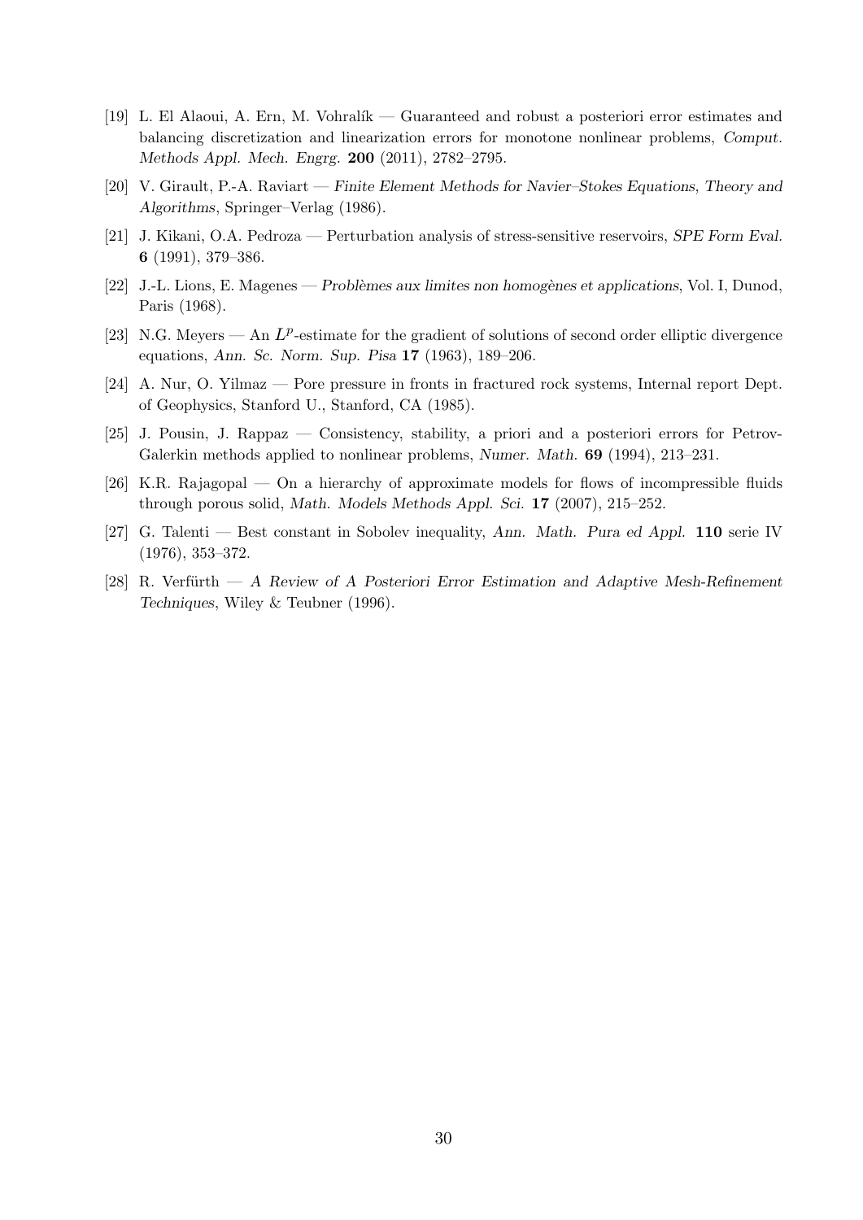[19] L. El Alaoui, A. Ern, M. Vohralík — Guaranteed and robust a posteriori error estimates and balancing discretization and linearization errors for monotone nonlinear problems, *Comput. Methods Appl. Mech. Engrg.* **200** (2011), 2782–2795.

[20] V. Girault, P.-A. Raviart — *Finite Element Methods for Navier–Stokes Equations, Theory and Algorithms*, Springer–Verlag (1986).

[21] J. Kikani, O.A. Pedroza — Perturbation analysis of stress-sensitive reservoirs, *SPE Form Eval.* **6** (1991), 379–386.

[22] J.-L. Lions, E. Magenes — *Problèmes aux limites non homogènes et applications*, Vol. I, Dunod, Paris (1968).

[23] N.G. Meyers — An $L^p$-estimate for the gradient of solutions of second order elliptic divergence equations, *Ann. Sc. Norm. Sup. Pisa* **17** (1963), 189–206.

[24] A. Nur, O. Yilmaz — Pore pressure in fronts in fractured rock systems, Internal report Dept. of Geophysics, Stanford U., Stanford, CA (1985).

[25] J. Pousin, J. Rappaz — Consistency, stability, a priori and a posteriori errors for Petrov-Galerkin methods applied to nonlinear problems, *Numer. Math.* **69** (1994), 213–231.

[26] K.R. Rajagopal — On a hierarchy of approximate models for flows of incompressible fluids through porous solid, *Math. Models Methods Appl. Sci.* **17** (2007), 215–252.

[27] G. Talenti — Best constant in Sobolev inequality, *Ann. Math. Pura ed Appl.* **110** serie IV (1976), 353–372.

[28] R. Verfürth — *A Review of A Posteriori Error Estimation and Adaptive Mesh-Refinement Techniques*, Wiley & Teubner (1996).